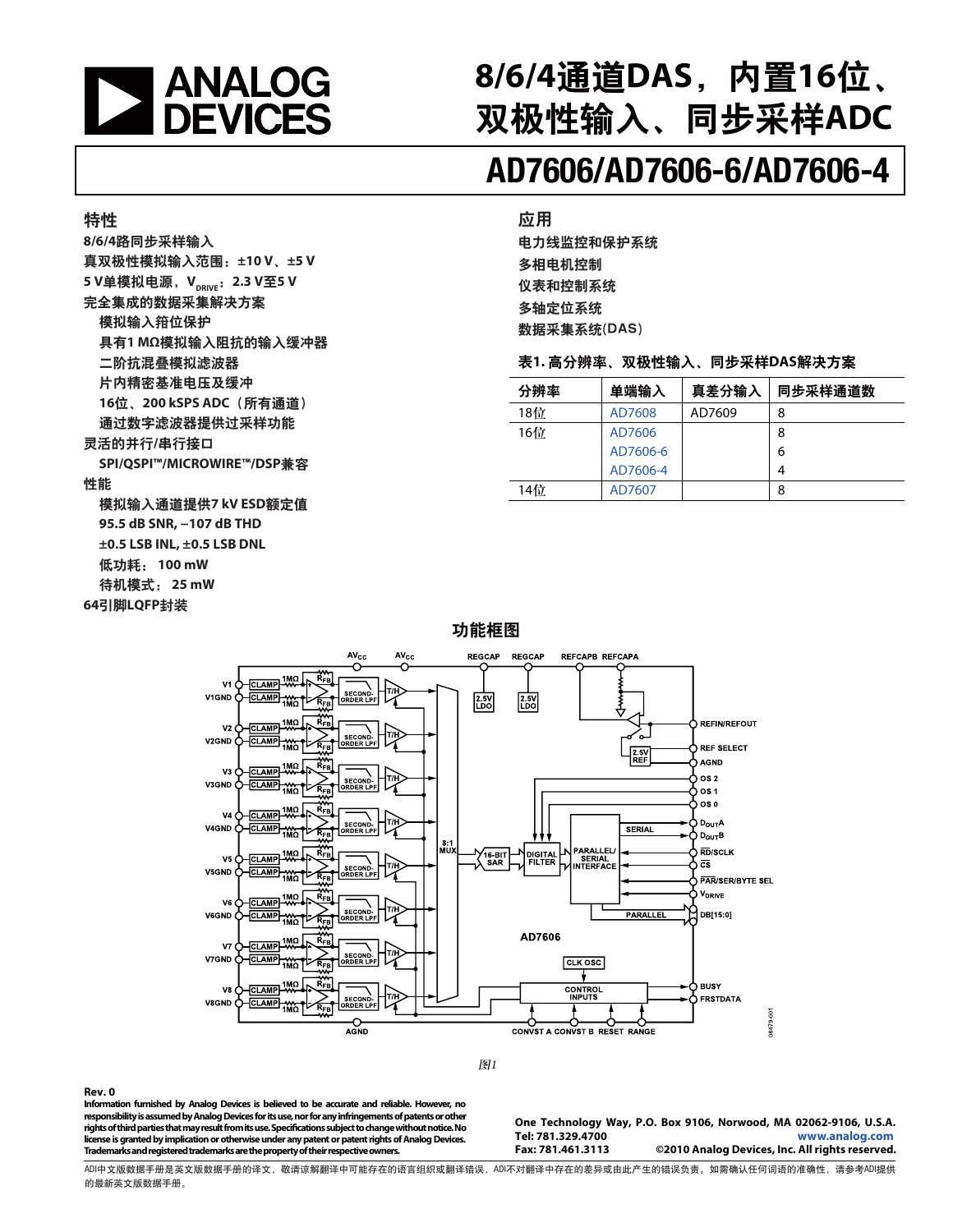# 8/6/4通道DAS，内置16位、双极性输入、同步采样ADC

# AD7606/AD7606-6/AD7606-4

## 特性

8/6/4路同步采样输入

真双极性模拟输入范围：±10 V、±5 V

5 V单模拟电源，$V_{DRIVE}$：2.3 V至5 V

完全集成的数据采集解决方案

- 模拟输入箝位保护
- 具有1 MΩ模拟输入阻抗的输入缓冲器
- 二阶抗混叠模拟滤波器
- 片内精密基准电压及缓冲
- 16位、200 kSPS ADC（所有通道）
- 通过数字滤波器提供过采样功能

灵活的并行/串行接口

- SPI/QSPI™/MICROWIRE™/DSP兼容

性能

- 模拟输入通道提供7 kV ESD额定值
- 95.5 dB SNR, −107 dB THD
- ±0.5 LSB INL, ±0.5 LSB DNL
- 低功耗： 100 mW
- 待机模式： 25 mW

64引脚LQFP封装

## 应用

电力线监控和保护系统

多相电机控制

仪表和控制系统

多轴定位系统

数据采集系统(DAS)

### 表1. 高分辨率、双极性输入、同步采样DAS解决方案

| 分辨率 | 单端输入 | 真差分输入 | 同步采样通道数 |
|---|---|---|---|
| 18位 | AD7608 | AD7609 | 8 |
| 16位 | AD7606 | | 8 |
| | AD7606-6 | | 6 |
| | AD7606-4 | | 4 |
| 14位 | AD7607 | | 8 |

## 功能框图

图1

Rev. 0

Information furnished by Analog Devices is believed to be accurate and reliable. However, no responsibility is assumed by Analog Devices for its use, nor for any infringements of patents or other rights of third parties that may result from its use. Specifications subject to change without notice. No license is granted by implication or otherwise under any patent or patent rights of Analog Devices. Trademarks and registered trademarks are the property of their respective owners.

One Technology Way, P.O. Box 9106, Norwood, MA 02062-9106, U.S.A.
Tel: 781.329.4700 www.analog.com
Fax: 781.461.3113 ©2010 Analog Devices, Inc. All rights reserved.

ADI中文版数据手册是英文版数据手册的译文，敬请谅解翻译中可能存在的语言组织或翻译错误，ADI不对翻译中存在的差异或由此产生的错误负责。如需确认任何词语的准确性，请参考ADI提供的最新英文版数据手册。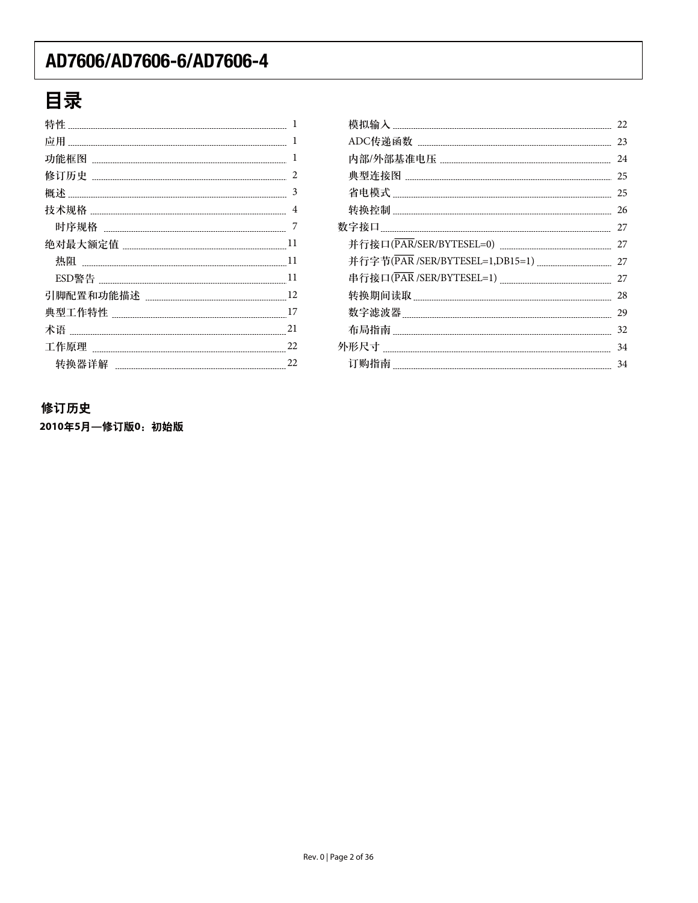# 目录

- 特性 ........ 1
- 应用 ........ 1
- 功能框图 ........ 1
- 修订历史 ........ 2
- 概述 ........ 3
- 技术规格 ........ 4
  - 时序规格 ........ 7
- 绝对最大额定值 ........ 11
  - 热阻 ........ 11
  - ESD警告 ........ 11
- 引脚配置和功能描述 ........ 12
- 典型工作特性 ........ 17
- 术语 ........ 21
- 工作原理 ........ 22
  - 转换器详解 ........ 22
  - 模拟输入 ........ 22
  - ADC传递函数 ........ 23
  - 内部/外部基准电压 ........ 24
  - 典型连接图 ........ 25
  - 省电模式 ........ 25
  - 转换控制 ........ 26
- 数字接口 ........ 27
  - 并行接口($\overline{\text{PAR}}$/SER/BYTESEL=0) ........ 27
  - 并行字节($\overline{\text{PAR}}$ /SER/BYTESEL=1,DB15=1) ........ 27
  - 串行接口($\overline{\text{PAR}}$ /SER/BYTESEL=1) ........ 27
  - 转换期间读取 ........ 28
  - 数字滤波器 ........ 29
  - 布局指南 ........ 32
- 外形尺寸 ........ 34
  - 订购指南 ........ 34

## 修订历史

**2010年5月—修订版0：初始版**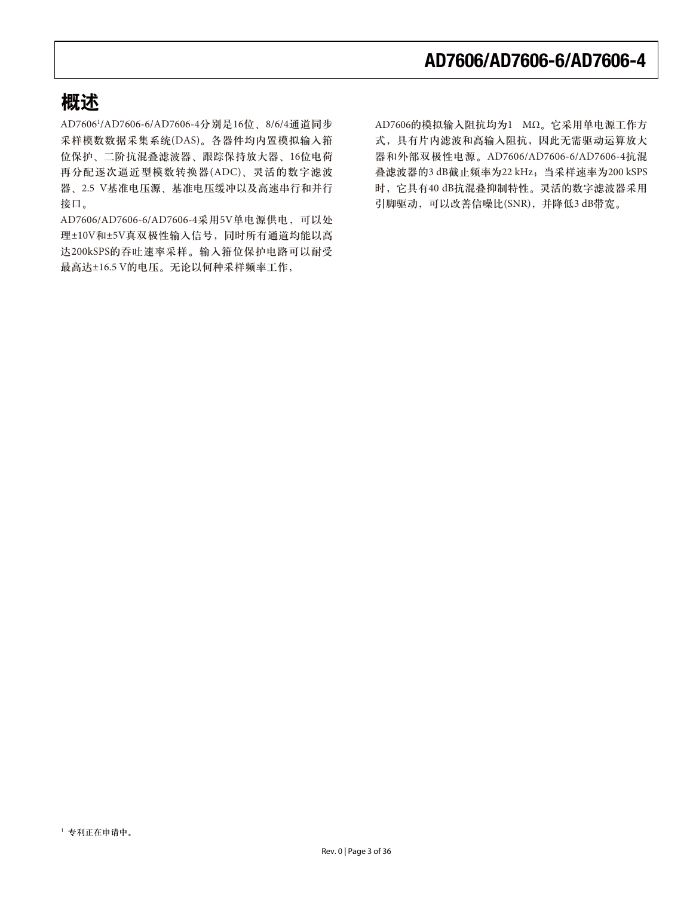## 概述

AD7606[1]/AD7606-6/AD7606-4分别是16位、8/6/4通道同步采样模数数据采集系统(DAS)。各器件均内置模拟输入箝位保护、二阶抗混叠滤波器、跟踪保持放大器、16位电荷再分配逐次逼近型模数转换器(ADC)、灵活的数字滤波器、2.5 V基准电压源、基准电压缓冲以及高速串行和并行接口。

AD7606/AD7606-6/AD7606-4采用5V单电源供电，可以处理±10V和±5V真双极性输入信号，同时所有通道均能以高达200kSPS的吞吐速率采样。输入箝位保护电路可以耐受最高达±16.5 V的电压。无论以何种采样频率工作，AD7606的模拟输入阻抗均为1 MΩ。它采用单电源工作方式，具有片内滤波和高输入阻抗，因此无需驱动运算放大器和外部双极性电源。AD7606/AD7606-6/AD7606-4抗混叠滤波器的3 dB截止频率为22 kHz；当采样速率为200 kSPS时，它具有40 dB抗混叠抑制特性。灵活的数字滤波器采用引脚驱动，可以改善信噪比(SNR)，并降低3 dB带宽。

[1] 专利正在申请中。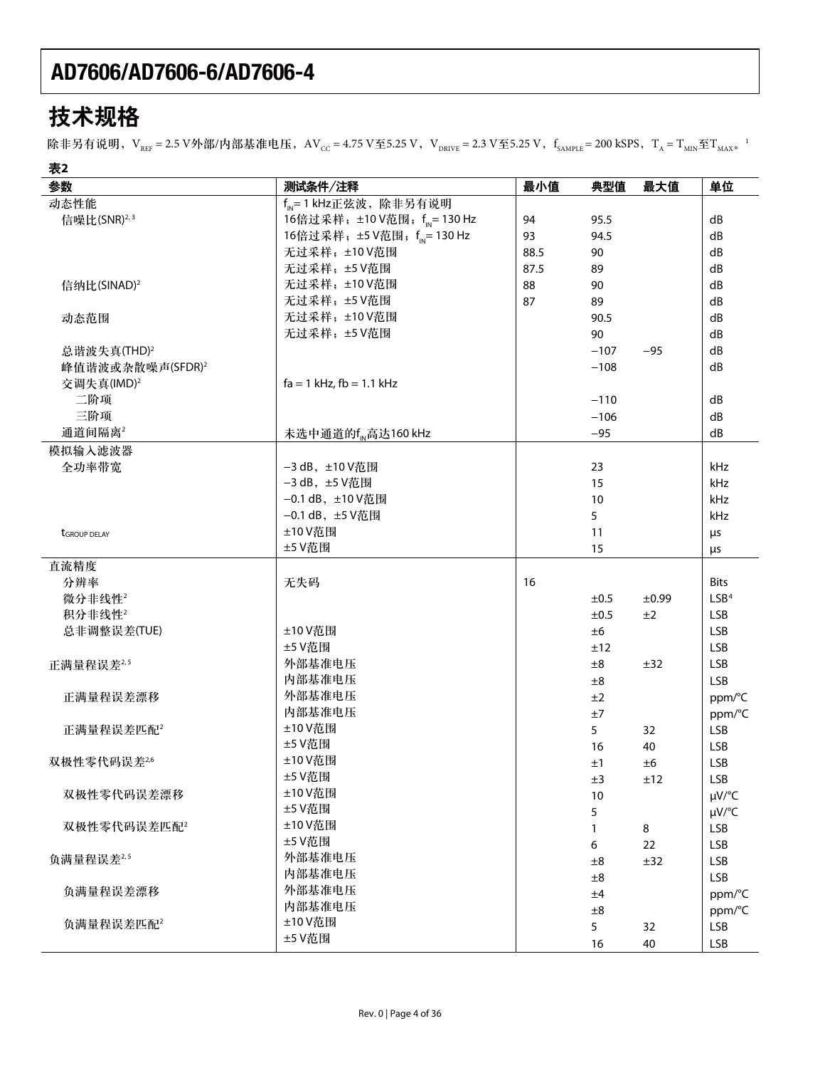## 技术规格

除非另有说明，$V_{REF}$ = 2.5 V外部/内部基准电压，$AV_{CC}$ = 4.75 V至5.25 V，$V_{DRIVE}$ = 2.3 V至5.25 V，$f_{SAMPLE}$ = 200 kSPS，$T_A$ = $T_{MIN}$至$T_{MAX}$。[1]

**表2**

| 参数 | 测试条件/注释 | 最小值 | 典型值 | 最大值 | 单位 |
|---|---|---|---|---|---|
| 动态性能 | $f_{IN}$= 1 kHz正弦波，除非另有说明 | | | | |
| 信噪比(SNR)[2, 3] | 16倍过采样；±10 V范围；$f_{IN}$= 130 Hz | 94 | 95.5 | | dB |
| | 16倍过采样；±5 V范围；$f_{IN}$= 130 Hz | 93 | 94.5 | | dB |
| | 无过采样；±10 V范围 | 88.5 | 90 | | dB |
| | 无过采样；±5 V范围 | 87.5 | 89 | | dB |
| 信纳比(SINAD)[2] | 无过采样；±10 V范围 | 88 | 90 | | dB |
| | 无过采样；±5 V范围 | 87 | 89 | | dB |
| 动态范围 | 无过采样；±10 V范围 | | 90.5 | | dB |
| | 无过采样；±5 V范围 | | 90 | | dB |
| 总谐波失真(THD)[2] | | | −107 | −95 | dB |
| 峰值谐波或杂散噪声(SFDR)[2] | | | −108 | | dB |
| 交调失真(IMD)[2] | fa = 1 kHz, fb = 1.1 kHz | | | | |
| 二阶项 | | | −110 | | dB |
| 三阶项 | | | −106 | | dB |
| 通道间隔离[2] | 未选中通道的$f_{IN}$高达160 kHz | | −95 | | dB |
| 模拟输入滤波器 | | | | | |
| 全功率带宽 | −3 dB，±10 V范围 | | 23 | | kHz |
| | −3 dB，±5 V范围 | | 15 | | kHz |
| | −0.1 dB，±10 V范围 | | 10 | | kHz |
| | −0.1 dB，±5 V范围 | | 5 | | kHz |
| $t_{GROUP\ DELAY}$ | ±10 V范围 | | 11 | | µs |
| | ±5 V范围 | | 15 | | µs |
| 直流精度 | | | | | |
| 分辨率 | 无失码 | 16 | | | Bits |
| 微分非线性[2] | | | ±0.5 | ±0.99 | LSB[4] |
| 积分非线性[2] | | | ±0.5 | ±2 | LSB |
| 总非调整误差(TUE) | ±10 V范围 | | ±6 | | LSB |
| | ±5 V范围 | | ±12 | | LSB |
| 正满量程误差[2, 5] | 外部基准电压 | | ±8 | ±32 | LSB |
| | 内部基准电压 | | ±8 | | LSB |
| 正满量程误差漂移 | 外部基准电压 | | ±2 | | ppm/°C |
| | 内部基准电压 | | ±7 | | ppm/°C |
| 正满量程误差匹配[2] | ±10 V范围 | | 5 | 32 | LSB |
| | ±5 V范围 | | 16 | 40 | LSB |
| 双极性零代码误差[2,6] | ±10 V范围 | | ±1 | ±6 | LSB |
| | ±5 V范围 | | ±3 | ±12 | LSB |
| 双极性零代码误差漂移 | ±10 V范围 | | 10 | | µV/°C |
| | ±5 V范围 | | 5 | | µV/°C |
| 双极性零代码误差匹配[2] | ±10 V范围 | | 1 | 8 | LSB |
| | ±5 V范围 | | 6 | 22 | LSB |
| 负满量程误差[2, 5] | 外部基准电压 | | ±8 | ±32 | LSB |
| | 内部基准电压 | | ±8 | | LSB |
| 负满量程误差漂移 | 外部基准电压 | | ±4 | | ppm/°C |
| | 内部基准电压 | | ±8 | | ppm/°C |
| 负满量程误差匹配[2] | ±10 V范围 | | 5 | 32 | LSB |
| | ±5 V范围 | | 16 | 40 | LSB |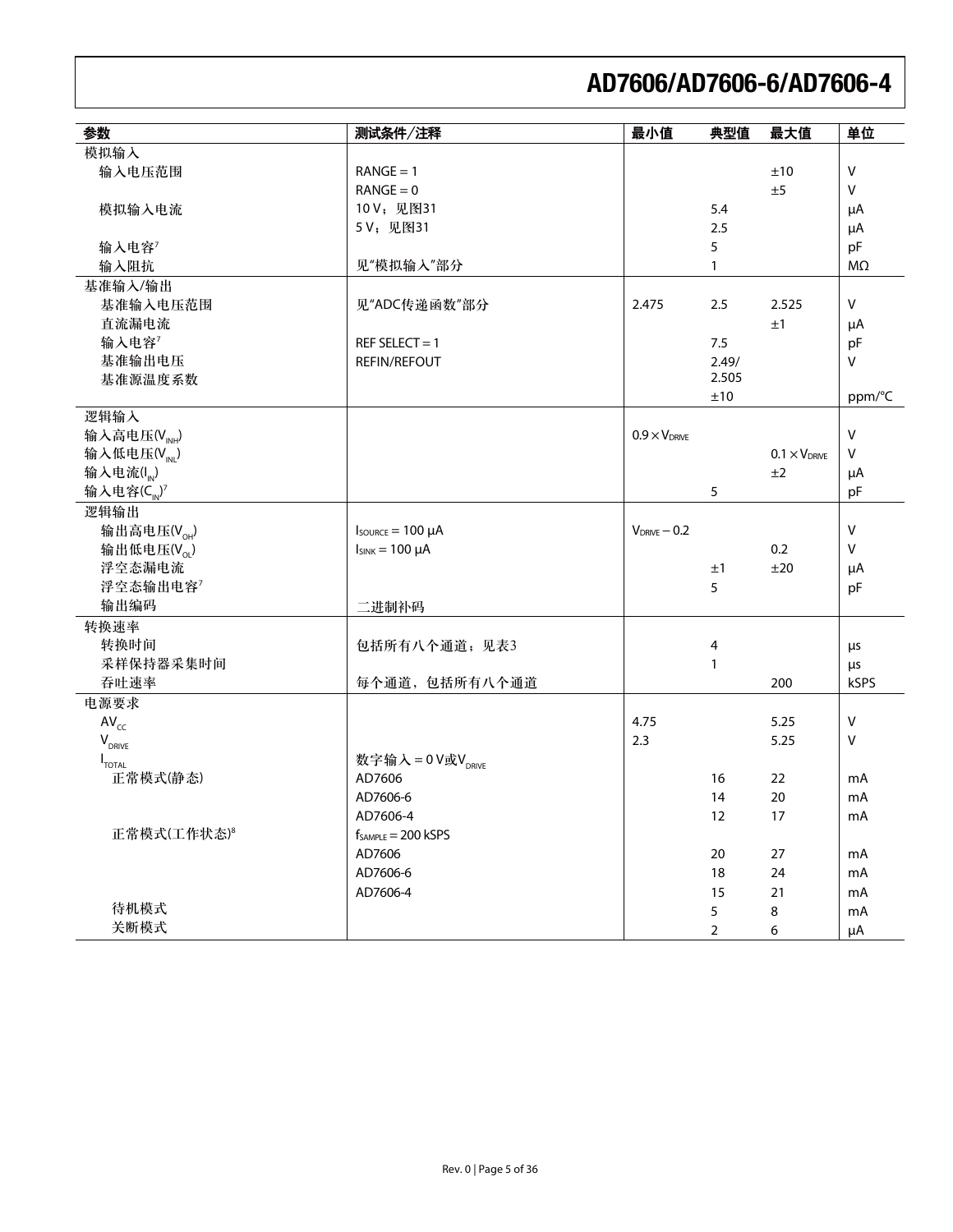| 参数 | 测试条件/注释 | 最小值 | 典型值 | 最大值 | 单位 |
|---|---|---|---|---|---|
| 模拟输入 | | | | | |
| 输入电压范围 | RANGE = 1 | | | ±10 | V |
| | RANGE = 0 | | | ±5 | V |
| 模拟输入电流 | 10 V；见图31 | | 5.4 | | μA |
| | 5 V；见图31 | | 2.5 | | μA |
| 输入电容[7] | | | 5 | | pF |
| 输入阻抗 | 见"模拟输入"部分 | | 1 | | MΩ |
| 基准输入/输出 | | | | | |
| 基准输入电压范围 | 见"ADC传递函数"部分 | 2.475 | 2.5 | 2.525 | V |
| 直流漏电流 | | | | ±1 | μA |
| 输入电容[7] | REF SELECT = 1 | | 7.5 | | pF |
| 基准输出电压 | REFIN/REFOUT | | 2.49/ 2.505 | | V |
| 基准源温度系数 | | | ±10 | | ppm/°C |
| 逻辑输入 | | | | | |
| 输入高电压($V_{INH}$) | | $0.9 \times V_{DRIVE}$ | | | V |
| 输入低电压($V_{INL}$) | | | | $0.1 \times V_{DRIVE}$ | V |
| 输入电流($I_{IN}$) | | | | ±2 | μA |
| 输入电容($C_{IN}$)[7] | | | 5 | | pF |
| 逻辑输出 | | | | | |
| 输出高电压($V_{OH}$) | $I_{SOURCE}$ = 100 μA | $V_{DRIVE} - 0.2$ | | | V |
| 输出低电压($V_{OL}$) | $I_{SINK}$ = 100 μA | | | 0.2 | V |
| 浮空态漏电流 | | | ±1 | ±20 | μA |
| 浮空态输出电容[7] | | | 5 | | pF |
| 输出编码 | 二进制补码 | | | | |
| 转换速率 | | | | | |
| 转换时间 | 包括所有八个通道；见表3 | | 4 | | μs |
| 采样保持器采集时间 | | | 1 | | μs |
| 吞吐速率 | 每个通道，包括所有八个通道 | | | 200 | kSPS |
| 电源要求 | | | | | |
| $AV_{CC}$ | | 4.75 | | 5.25 | V |
| $V_{DRIVE}$ | | 2.3 | | 5.25 | V |
| $I_{TOTAL}$ | 数字输入 = 0 V或$V_{DRIVE}$ | | | | |
| 正常模式(静态) | AD7606 | | 16 | 22 | mA |
| | AD7606-6 | | 14 | 20 | mA |
| | AD7606-4 | | 12 | 17 | mA |
| 正常模式(工作状态)[8] | $f_{SAMPLE}$ = 200 kSPS | | | | |
| | AD7606 | | 20 | 27 | mA |
| | AD7606-6 | | 18 | 24 | mA |
| | AD7606-4 | | 15 | 21 | mA |
| 待机模式 | | | 5 | 8 | mA |
| 关断模式 | | | 2 | 6 | μA |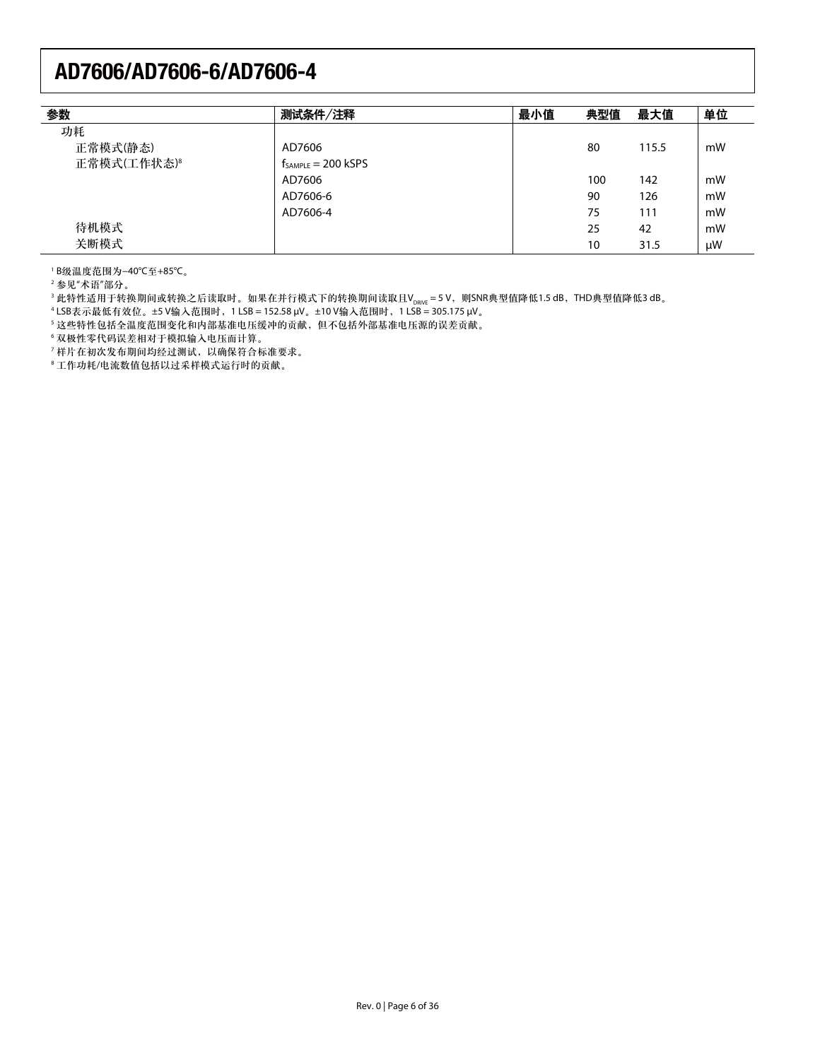| 参数 | 测试条件/注释 | 最小值 | 典型值 | 最大值 | 单位 |
|---|---|---|---|---|---|
| 功耗 | | | | | |
| 正常模式(静态) | AD7606 | | 80 | 115.5 | mW |
| 正常模式(工作状态)[8] | $f_{SAMPLE}$ = 200 kSPS | | | | |
| | AD7606 | | 100 | 142 | mW |
| | AD7606-6 | | 90 | 126 | mW |
| | AD7606-4 | | 75 | 111 | mW |
| 待机模式 | | | 25 | 42 | mW |
| 关断模式 | | | 10 | 31.5 | μW |

[1] B级温度范围为−40°C至+85°C。

[2] 参见"术语"部分。

[3] 此特性适用于转换期间或转换之后读取时。如果在并行模式下的转换期间读取且$V_{DRIVE}$ = 5 V，则SNR典型值降低1.5 dB，THD典型值降低3 dB。

[4] LSB表示最低有效位。±5 V输入范围时，1 LSB = 152.58 μV。±10 V输入范围时，1 LSB = 305.175 μV。

[5] 这些特性包括全温度范围变化和内部基准电压缓冲的贡献，但不包括外部基准电压源的误差贡献。

[6] 双极性零代码误差相对于模拟输入电压而计算。

[7] 样片在初次发布期间均经过测试，以确保符合标准要求。

[8] 工作功耗/电流数值包括以过采样模式运行时的贡献。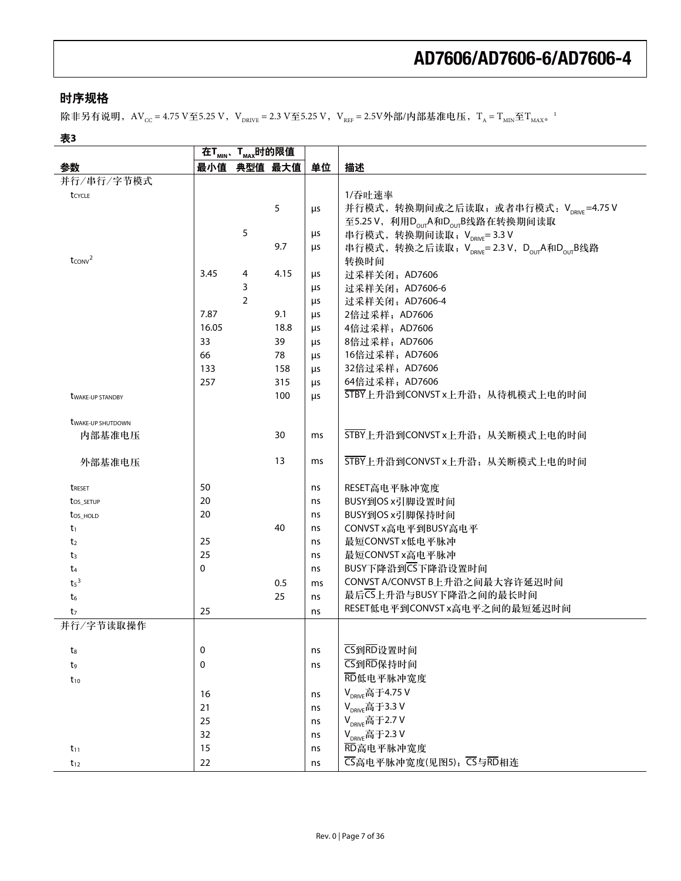## 时序规格

除非另有说明，$AV_{CC}$ = 4.75 V至5.25 V，$V_{DRIVE}$ = 2.3 V至5.25 V，$V_{REF}$ = 2.5V外部/内部基准电压，$T_A = T_{MIN}$至$T_{MAX}$。[1]

**表3**

| 参数 | 在$T_{MIN}$、$T_{MAX}$时的限值 | | | 单位 | 描述 |
|---|---|---|---|---|---|
| | 最小值 | 典型值 | 最大值 | | |
| 并行/串行/字节模式 | | | | | |
| $t_{CYCLE}$ | | | | | 1/吞吐速率 |
| | | | 5 | µs | 并行模式，转换期间或之后读取；或者串行模式：$V_{DRIVE}$=4.75 V至5.25 V，利用$D_{OUT}$A和$D_{OUT}$B线路在转换期间读取 |
| | | 5 | | µs | 串行模式，转换期间读取；$V_{DRIVE}$= 3.3 V |
| | | | 9.7 | µs | 串行模式，转换之后读取；$V_{DRIVE}$= 2.3 V，$D_{OUT}$A和$D_{OUT}$B线路 |
| $t_{CONV}$[2] | | | | | 转换时间 |
| | 3.45 | 4 | 4.15 | µs | 过采样关闭；AD7606 |
| | | 3 | | µs | 过采样关闭；AD7606-6 |
| | | 2 | | µs | 过采样关闭；AD7606-4 |
| | 7.87 | | 9.1 | µs | 2倍过采样；AD7606 |
| | 16.05 | | 18.8 | µs | 4倍过采样；AD7606 |
| | 33 | | 39 | µs | 8倍过采样；AD7606 |
| | 66 | | 78 | µs | 16倍过采样；AD7606 |
| | 133 | | 158 | µs | 32倍过采样；AD7606 |
| | 257 | | 315 | µs | 64倍过采样；AD7606 |
| $t_{WAKE-UP\ STANDBY}$ | | | 100 | µs | $\overline{STBY}$上升沿到CONVST x上升沿；从待机模式上电的时间 |
| $t_{WAKE-UP\ SHUTDOWN}$ | | | | | |
| 内部基准电压 | | | 30 | ms | $\overline{STBY}$上升沿到CONVST x上升沿；从关断模式上电的时间 |
| 外部基准电压 | | | 13 | ms | $\overline{STBY}$上升沿到CONVST x上升沿；从关断模式上电的时间 |
| $t_{RESET}$ | 50 | | | ns | RESET高电平脉冲宽度 |
| $t_{OS\_SETUP}$ | 20 | | | ns | BUSY到OS x引脚设置时间 |
| $t_{OS\_HOLD}$ | 20 | | | ns | BUSY到OS x引脚保持时间 |
| $t_1$ | | | 40 | ns | CONVST x高电平到BUSY高电平 |
| $t_2$ | 25 | | | ns | 最短CONVST x低电平脉冲 |
| $t_3$ | 25 | | | ns | 最短CONVST x高电平脉冲 |
| $t_4$ | 0 | | | ns | BUSY下降沿到$\overline{CS}$下降沿设置时间 |
| $t_5$[3] | | | 0.5 | ms | CONVST A/CONVST B上升沿之间最大容许延迟时间 |
| $t_6$ | | | 25 | ns | 最后$\overline{CS}$上升沿与BUSY下降沿之间的最长时间 |
| $t_7$ | 25 | | | ns | RESET低电平到CONVST x高电平之间的最短延迟时间 |
| 并行/字节读取操作 | | | | | |
| $t_8$ | 0 | | | ns | $\overline{CS}$到$\overline{RD}$设置时间 |
| $t_9$ | 0 | | | ns | $\overline{CS}$到$\overline{RD}$保持时间 |
| $t_{10}$ | | | | | $\overline{RD}$低电平脉冲宽度 |
| | 16 | | | ns | $V_{DRIVE}$高于4.75 V |
| | 21 | | | ns | $V_{DRIVE}$高于3.3 V |
| | 25 | | | ns | $V_{DRIVE}$高于2.7 V |
| | 32 | | | ns | $V_{DRIVE}$高于2.3 V |
| $t_{11}$ | 15 | | | ns | $\overline{RD}$高电平脉冲宽度 |
| $t_{12}$ | 22 | | | ns | $\overline{CS}$高电平脉冲宽度(见图5)；$\overline{CS}$与$\overline{RD}$相连 |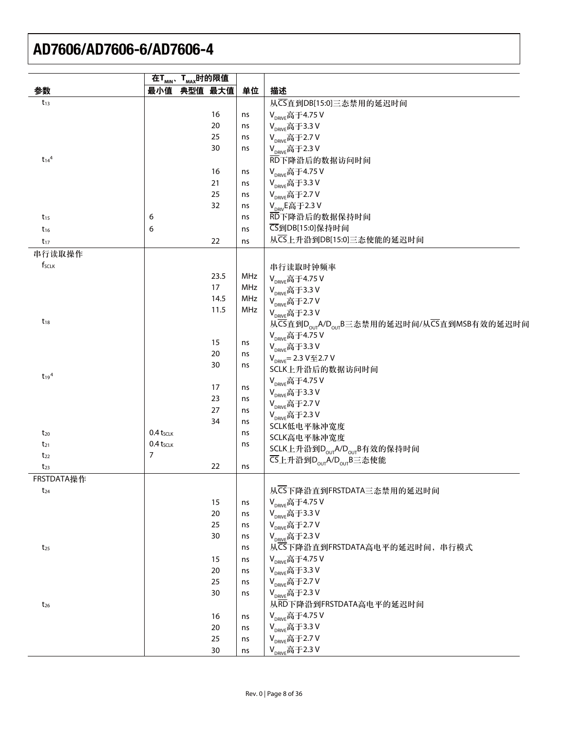| 参数 | 在$T_{MIN}$、$T_{MAX}$时的限值 | | | 单位 | 描述 |
|---|---|---|---|---|---|
| | 最小值 | 典型值 | 最大值 | | |
| $t_{13}$ | | | | | 从$\overline{CS}$直到DB[15:0]三态禁用的延迟时间 |
| | | | 16 | ns | $V_{DRIVE}$高于4.75 V |
| | | | 20 | ns | $V_{DRIVE}$高于3.3 V |
| | | | 25 | ns | $V_{DRIVE}$高于2.7 V |
| | | | 30 | ns | $V_{DRIVE}$高于2.3 V |
| $t_{14}$[4] | | | | | $\overline{RD}$下降沿后的数据访问时间 |
| | | | 16 | ns | $V_{DRIVE}$高于4.75 V |
| | | | 21 | ns | $V_{DRIVE}$高于3.3 V |
| | | | 25 | ns | $V_{DRIVE}$高于2.7 V |
| | | | 32 | ns | $V_{DRIV}$E高于2.3 V |
| $t_{15}$ | 6 | | | ns | $\overline{RD}$下降沿后的数据保持时间 |
| $t_{16}$ | 6 | | | ns | $\overline{CS}$到DB[15:0]保持时间 |
| $t_{17}$ | | | 22 | ns | 从$\overline{CS}$上升沿到DB[15:0]三态使能的延迟时间 |
| 串行读取操作 | | | | | |
| $f_{SCLK}$ | | | | | 串行读取时钟频率 |
| | | | 23.5 | MHz | $V_{DRIVE}$高于4.75 V |
| | | | 17 | MHz | $V_{DRIVE}$高于3.3 V |
| | | | 14.5 | MHz | $V_{DRIVE}$高于2.7 V |
| | | | 11.5 | MHz | $V_{DRIVE}$高于2.3 V |
| $t_{18}$ | | | | | 从$\overline{CS}$直到$D_{OUT}A/D_{OUT}B$三态禁用的延迟时间/从$\overline{CS}$直到MSB有效的延迟时间 |
| | | | 15 | ns | $V_{DRIVE}$高于4.75 V |
| | | | 20 | ns | $V_{DRIVE}$高于3.3 V |
| | | | 30 | ns | $V_{DRIVE}$= 2.3 V至2.7 V |
| $t_{19}$[4] | | | | | SCLK上升沿后的数据访问时间 |
| | | | 17 | ns | $V_{DRIVE}$高于4.75 V |
| | | | 23 | ns | $V_{DRIVE}$高于3.3 V |
| | | | 27 | ns | $V_{DRIVE}$高于2.7 V |
| | | | 34 | ns | $V_{DRIVE}$高于2.3 V |
| $t_{20}$ | 0.4 $t_{SCLK}$ | | | ns | SCLK低电平脉冲宽度 |
| $t_{21}$ | 0.4 $t_{SCLK}$ | | | ns | SCLK高电平脉冲宽度 |
| $t_{22}$ | 7 | | | | SCLK上升沿到$D_{OUT}A/D_{OUT}B$有效的保持时间 |
| $t_{23}$ | | | 22 | ns | $\overline{CS}$上升沿到$D_{OUT}A/D_{OUT}B$三态使能 |
| FRSTDATA操作 | | | | | |
| $t_{24}$ | | | | | 从$\overline{CS}$下降沿直到FRSTDATA三态禁用的延迟时间 |
| | | | 15 | ns | $V_{DRIVE}$高于4.75 V |
| | | | 20 | ns | $V_{DRIVE}$高于3.3 V |
| | | | 25 | ns | $V_{DRIVE}$高于2.7 V |
| | | | 30 | ns | $V_{DRIVE}$高于2.3 V |
| $t_{25}$ | | | | ns | 从$\overline{CS}$下降沿直到FRSTDATA高电平的延迟时间，串行模式 |
| | | | 15 | ns | $V_{DRIVE}$高于4.75 V |
| | | | 20 | ns | $V_{DRIVE}$高于3.3 V |
| | | | 25 | ns | $V_{DRIVE}$高于2.7 V |
| | | | 30 | ns | $V_{DRIVE}$高于2.3 V |
| $t_{26}$ | | | | | 从$\overline{RD}$下降沿到FRSTDATA高电平的延迟时间 |
| | | | 16 | ns | $V_{DRIVE}$高于4.75 V |
| | | | 20 | ns | $V_{DRIVE}$高于3.3 V |
| | | | 25 | ns | $V_{DRIVE}$高于2.7 V |
| | | | 30 | ns | $V_{DRIVE}$高于2.3 V |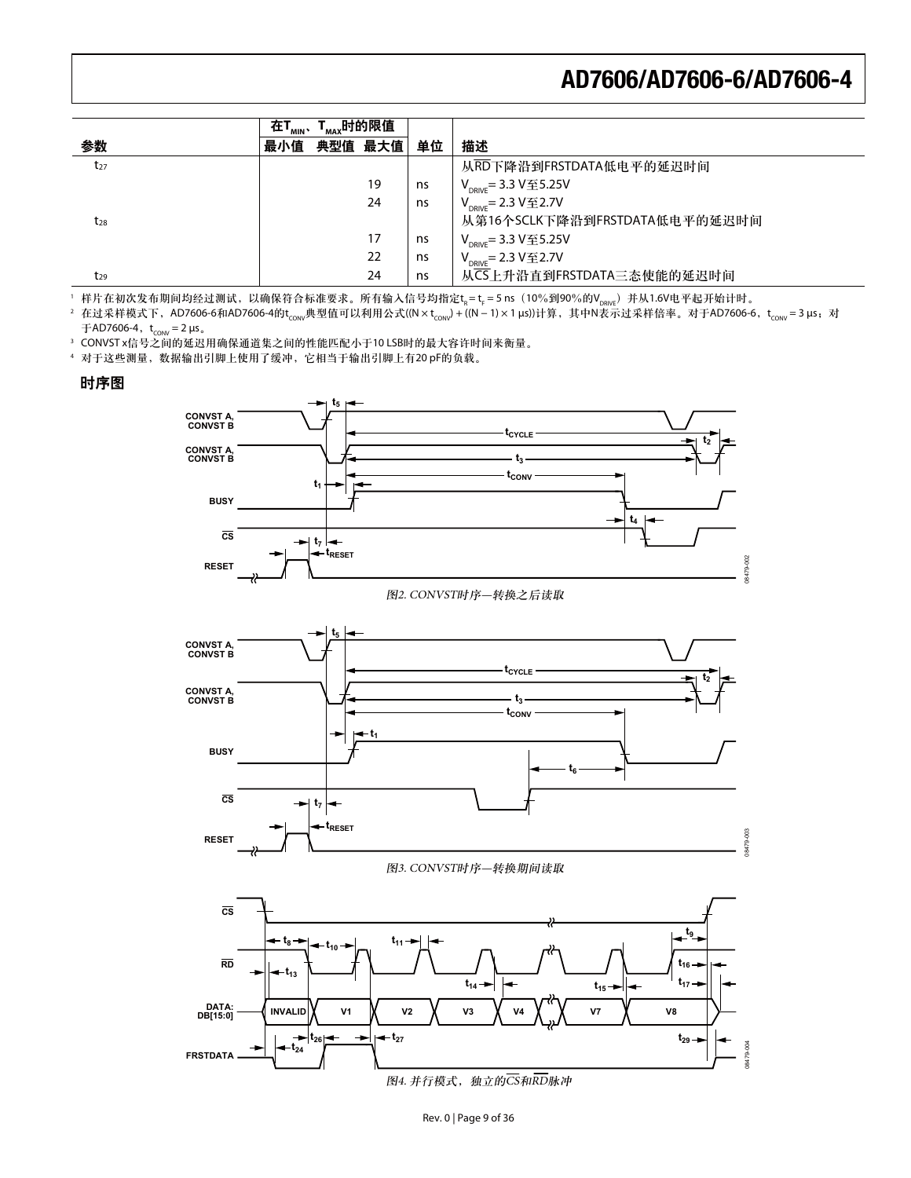| 参数 | 在$T_{MIN}$、$T_{MAX}$时的限值 | | | 单位 | 描述 |
|---|---|---|---|---|---|
| | 最小值 | 典型值 | 最大值 | | |
| $t_{27}$ | | | | | 从$\overline{RD}$下降沿到FRSTDATA低电平的延迟时间 |
| | | | 19 | ns | $V_{DRIVE}$ = 3.3 V至5.25V |
| | | | 24 | ns | $V_{DRIVE}$ = 2.3 V至2.7V |
| $t_{28}$ | | | | | 从第16个SCLK下降沿到FRSTDATA低电平的延迟时间 |
| | | | 17 | ns | $V_{DRIVE}$ = 3.3 V至5.25V |
| | | | 22 | ns | $V_{DRIVE}$ = 2.3 V至2.7V |
| $t_{29}$ | | | 24 | ns | 从$\overline{CS}$上升沿直到FRSTDATA三态使能的延迟时间 |

[1] 样片在初次发布期间均经过测试，以确保符合标准要求。所有输入信号均指定$t_R = t_F = 5$ ns（10%到90%的$V_{DRIVE}$）并从1.6V电平起开始计时。

[2] 在过采样模式下，AD7606-6和AD7606-4的$t_{CONV}$典型值可以利用公式($(N \times t_{CONV}) + ((N - 1) \times 1\ \mu s)$)计算，其中N表示过采样倍率。对于AD7606-6，$t_{CONV} = 3\ \mu s$；对于AD7606-4，$t_{CONV} = 2\ \mu s$。

[3] CONVST x信号之间的延迟用确保通道集之间的性能匹配小于10 LSB时的最大容许时间来衡量。

[4] 对于这些测量，数据输出引脚上使用了缓冲，它相当于输出引脚上有20 pF的负载。

## 时序图

图2. CONVST时序—转换之后读取

图3. CONVST时序—转换期间读取

图4. 并行模式，独立的$\overline{CS}$和$\overline{RD}$脉冲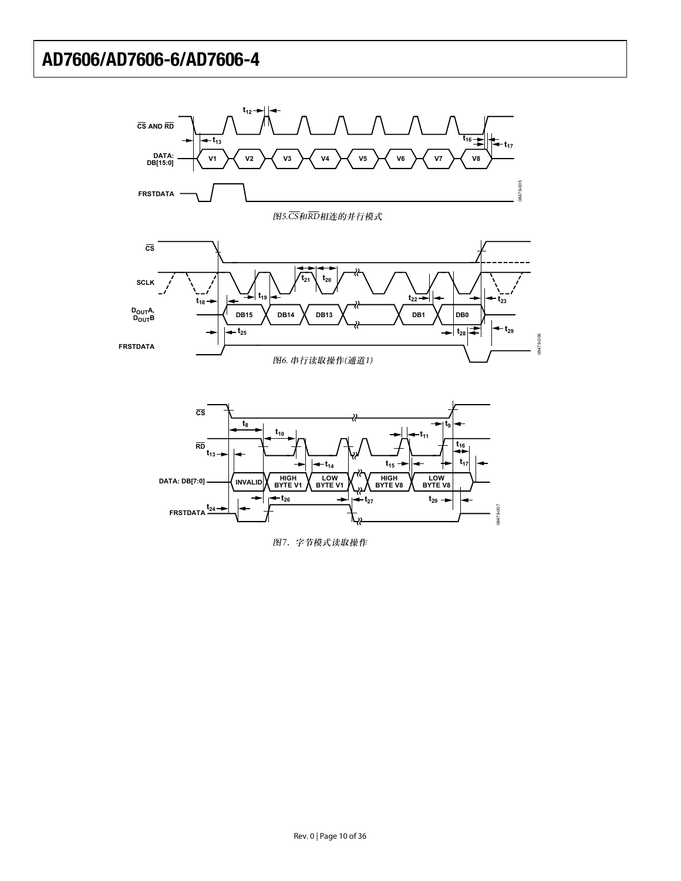图5. $\overline{CS}$和$\overline{RD}$相连的并行模式

图6. 串行读取操作(通道1)

图7. 字节模式读取操作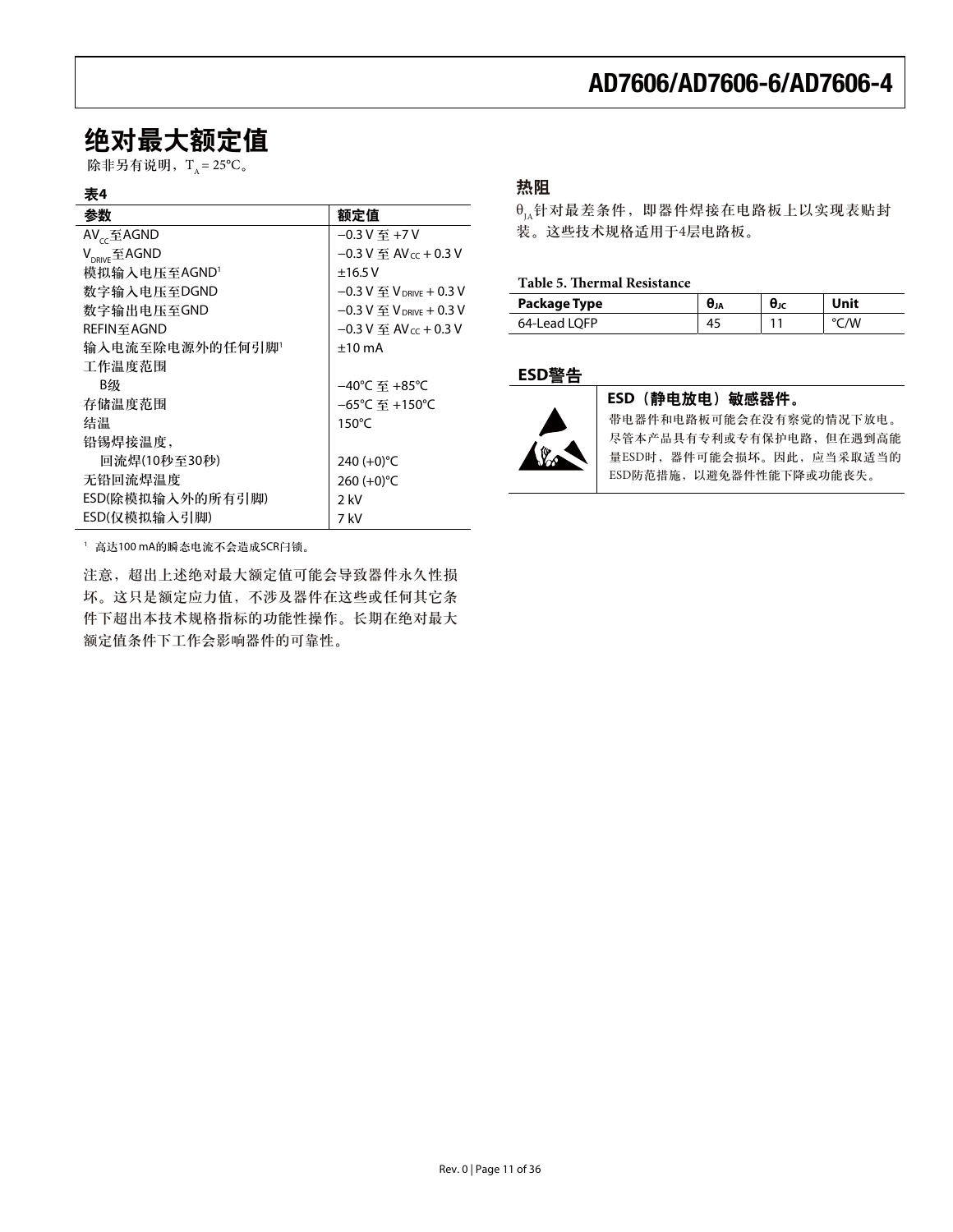## 绝对最大额定值

除非另有说明，$T_A = 25°C$。

**表4**

| 参数 | 额定值 |
|---|---|
| $AV_{CC}$至AGND | −0.3 V 至 +7 V |
| $V_{DRIVE}$至AGND | −0.3 V 至 $AV_{CC}$ + 0.3 V |
| 模拟输入电压至AGND[1] | ±16.5 V |
| 数字输入电压至DGND | −0.3 V 至 $V_{DRIVE}$ + 0.3 V |
| 数字输出电压至GND | −0.3 V 至 $V_{DRIVE}$ + 0.3 V |
| REFIN至AGND | −0.3 V 至 $AV_{CC}$ + 0.3 V |
| 输入电流至除电源外的任何引脚[1] | ±10 mA |
| 工作温度范围 | |
| B级 | −40°C 至 +85°C |
| 存储温度范围 | −65°C 至 +150°C |
| 结温 | 150°C |
| 铅锡焊接温度， | |
| 回流焊(10秒至30秒) | 240 (+0)°C |
| 无铅回流焊温度 | 260 (+0)°C |
| ESD(除模拟输入外的所有引脚) | 2 kV |
| ESD(仅模拟输入引脚) | 7 kV |

[1] 高达100 mA的瞬态电流不会造成SCR闩锁。

注意，超出上述绝对最大额定值可能会导致器件永久性损坏。这只是额定应力值，不涉及器件在这些或任何其它条件下超出本技术规格指标的功能性操作。长期在绝对最大额定值条件下工作会影响器件的可靠性。

## 热阻

$\theta_{JA}$针对最差条件，即器件焊接在电路板上以实现表贴封装。这些技术规格适用于4层电路板。

**Table 5. Thermal Resistance**

| Package Type | $\theta_{JA}$ | $\theta_{JC}$ | Unit |
|---|---|---|---|
| 64-Lead LQFP | 45 | 11 | °C/W |

## ESD警告

**ESD（静电放电）敏感器件。**

带电器件和电路板可能会在没有察觉的情况下放电。尽管本产品具有专利或专有保护电路，但在遇到高能量ESD时，器件可能会损坏。因此，应当采取适当的ESD防范措施，以避免器件性能下降或功能丧失。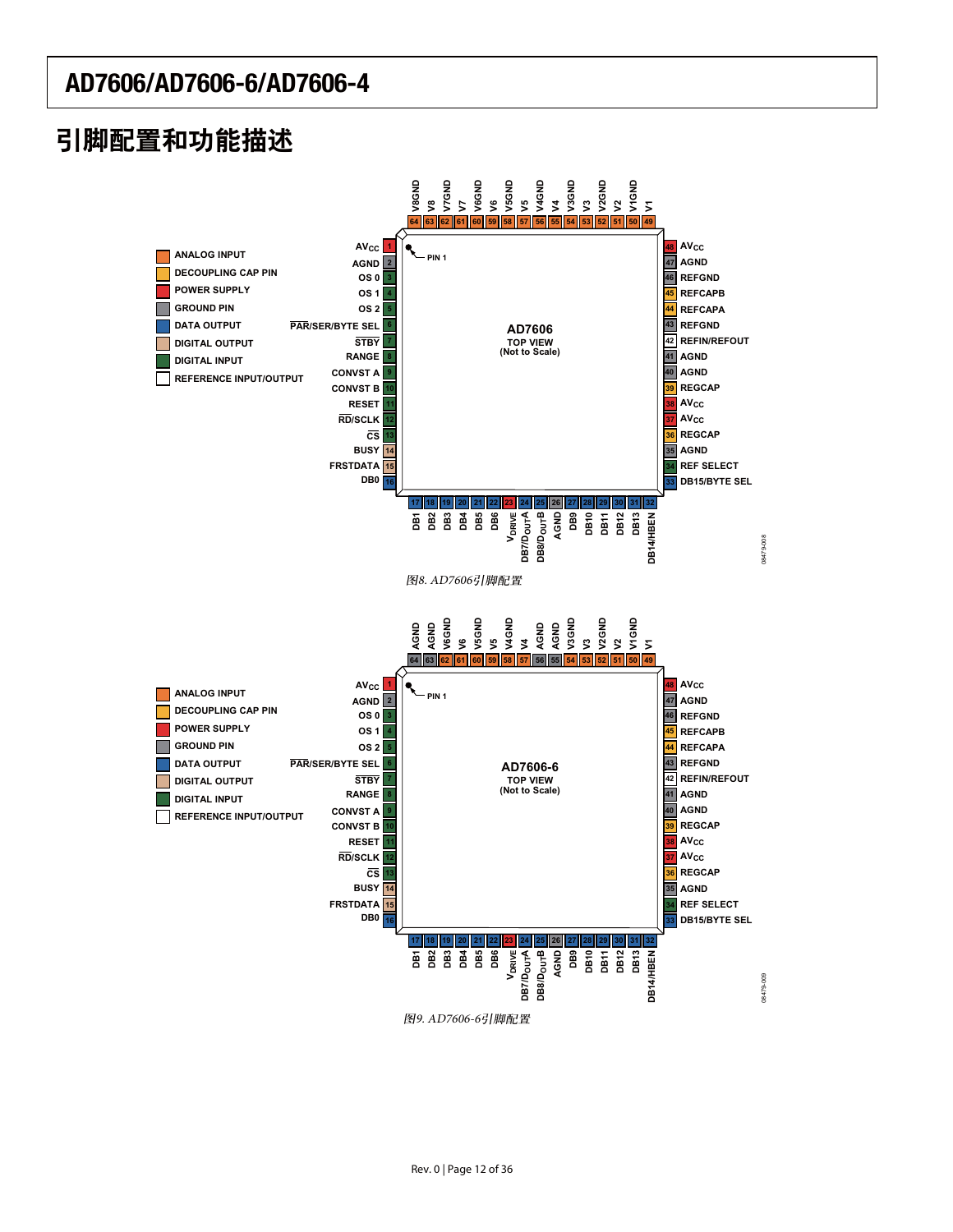## 引脚配置和功能描述

图8. AD7606引脚配置

图9. AD7606-6引脚配置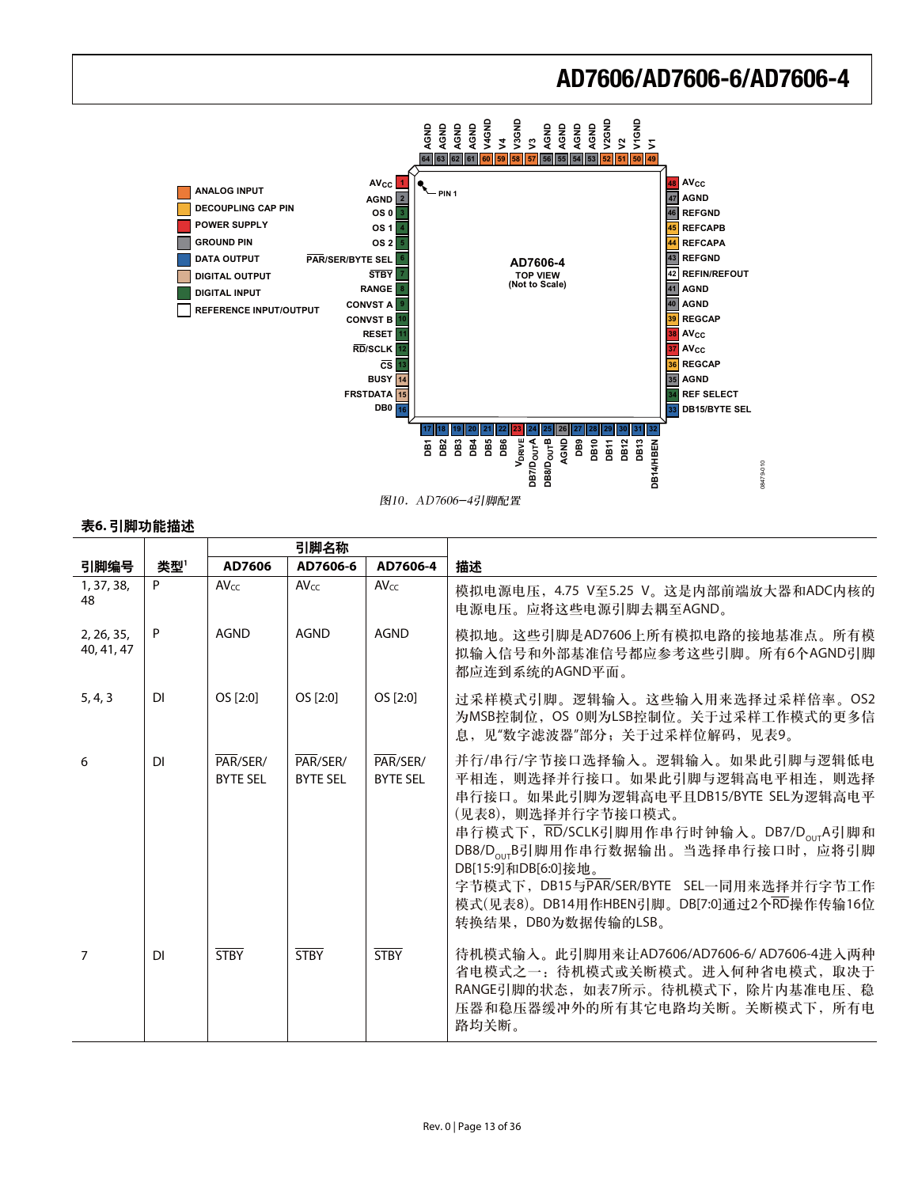图10. AD7606−4引脚配置

**表6. 引脚功能描述**

| 引脚编号 | 类型[1] | 引脚名称 | | | 描述 |
|---|---|---|---|---|---|
| | | AD7606 | AD7606-6 | AD7606-4 | |
| 1, 37, 38, 48 | P | $AV_{CC}$ | $AV_{CC}$ | $AV_{CC}$ | 模拟电源电压，4.75 V至5.25 V。这是内部前端放大器和ADC内核的电源电压。应将这些电源引脚去耦至AGND。 |
| 2, 26, 35, 40, 41, 47 | P | AGND | AGND | AGND | 模拟地。这些引脚是AD7606上所有模拟电路的接地基准点。所有模拟输入信号和外部基准信号都应参考这些引脚。所有6个AGND引脚都应连到系统的AGND平面。 |
| 5, 4, 3 | DI | OS [2:0] | OS [2:0] | OS [2:0] | 过采样模式引脚。逻辑输入。这些输入用来选择过采样倍率。OS2为MSB控制位，OS 0则为LSB控制位。关于过采样工作模式的更多信息，见"数字滤波器"部分；关于过采样位解码，见表9。 |
| 6 | DI | PAR/SER/BYTE SEL | PAR/SER/BYTE SEL | PAR/SER/BYTE SEL | 并行/串行/字节接口选择输入。逻辑输入。如果此引脚与逻辑低电平相连，则选择并行接口。如果此引脚与逻辑高电平相连，则选择串行接口。如果此引脚为逻辑高电平且DB15/BYTE SEL为逻辑高电平(见表8)，则选择并行字节接口模式。<br>串行模式下，RD/SCLK引脚用作串行时钟输入。DB7/$D_{OUT}$A引脚和DB8/$D_{OUT}$B引脚用作串行数据输出。当选择串行接口时，应将引脚DB[15:9]和DB[6:0]接地。<br>字节模式下，DB15与PAR/SER/BYTE SEL一同用来选择并行字节工作模式(见表8)。DB14用作HBEN引脚。DB[7:0]通过2个RD操作传输16位转换结果，DB0为数据传输的LSB。 |
| 7 | DI | STBY | STBY | STBY | 待机模式输入。此引脚用来让AD7606/AD7606-6/ AD7606-4进入两种省电模式之一：待机模式或关断模式。进入何种省电模式，取决于RANGE引脚的状态，如表7所示。待机模式下，除片内基准电压、稳压器和稳压器缓冲外的所有其它电路均关断。关断模式下，所有电路均关断。 |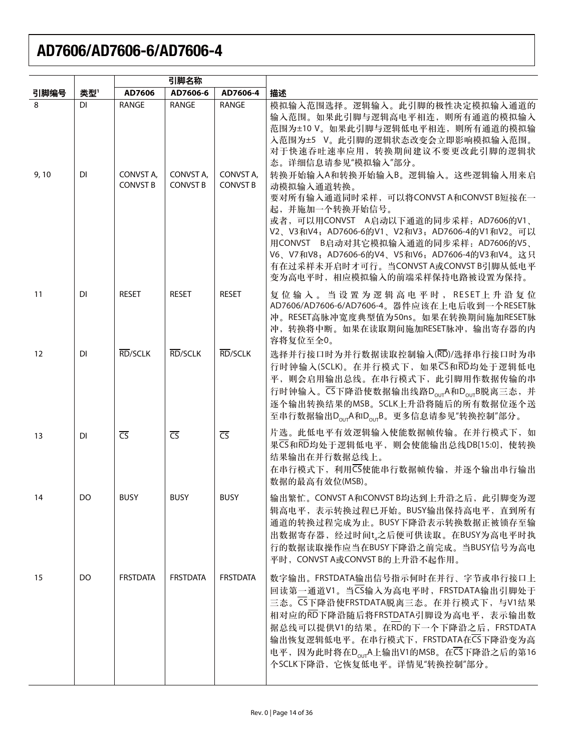| 引脚编号 | 类型[1] | 引脚名称 | | | 描述 |
|---|---|---|---|---|---|
| | | AD7606 | AD7606-6 | AD7606-4 | |
| 8 | DI | RANGE | RANGE | RANGE | 模拟输入范围选择。逻辑输入。此引脚的极性决定模拟输入通道的输入范围。如果此引脚与逻辑高电平相连，则所有通道的模拟输入范围为±10 V。如果此引脚与逻辑低电平相连，则所有通道的模拟输入范围为±5 V。此引脚的逻辑状态改变会立即影响模拟输入范围。对于快速吞吐速率应用，转换期间建议不要更改此引脚的逻辑状态。详细信息请参见"模拟输入"部分。 |
| 9, 10 | DI | CONVST A, CONVST B | CONVST A, CONVST B | CONVST A, CONVST B | 转换开始输入A和转换开始输入B。逻辑输入。这些逻辑输入用来启动模拟输入通道转换。<br>要对所有输入通道同时采样，可以将CONVST A和CONVST B短接在一起，并施加一个转换开始信号。<br>或者，可以用CONVST A启动以下通道的同步采样：AD7606的V1、V2、V3和V4；AD7606-6的V1、V2和V3；AD7606-4的V1和V2。可以用CONVST B启动对其它模拟输入通道的同步采样：AD7606的V5、V6、V7和V8；AD7606-6的V4、V5和V6；AD7606-4的V3和V4。这只有在过采样未开启时才可行。当CONVST A或CONVST B引脚从低电平变为高电平时，相应模拟输入的前端采样保持电路被设置为保持。 |
| 11 | DI | RESET | RESET | RESET | 复位输入。当设置为逻辑高电平时，RESET上升沿复位AD7606/AD7606-6/AD7606-4。器件应该在上电后收到一个RESET脉冲。RESET高脉冲宽度典型值为50ns。如果在转换期间施加RESET脉冲，转换将中断。如果在读取期间施加RESET脉冲，输出寄存器的内容将复位至全0。 |
| 12 | DI | $\overline{RD}$/SCLK | $\overline{RD}$/SCLK | $\overline{RD}$/SCLK | 选择并行接口时为并行数据读取控制输入($\overline{RD}$)/选择串行接口时为串行时钟输入(SCLK)。在并行模式下，如果$\overline{CS}$和$\overline{RD}$均处于逻辑低电平，则会启用输出总线。在串行模式下，此引脚用作数据传输的串行时钟输入。$\overline{CS}$下降沿使数据输出线路$D_{OUT}$A和$D_{OUT}$B脱离三态，并逐个输出转换结果的MSB。SCLK上升沿将随后的所有数据位逐个送至串行数据输出$D_{OUT}$A和$D_{OUT}$B。更多信息请参见"转换控制"部分。 |
| 13 | DI | $\overline{CS}$ | $\overline{CS}$ | $\overline{CS}$ | 片选。此低电平有效逻辑输入使能数据帧传输。在并行模式下，如果$\overline{CS}$和$\overline{RD}$均处于逻辑低电平，则会使能输出总线DB[15:0]，使转换结果输出在并行数据总线上。<br>在串行模式下，利用$\overline{CS}$使能串行数据帧传输，并逐个输出串行输出数据的最高有效位(MSB)。 |
| 14 | DO | BUSY | BUSY | BUSY | 输出繁忙。CONVST A和CONVST B均达到上升沿之后，此引脚变为逻辑高电平，表示转换过程已开始。BUSY输出保持高电平，直到所有通道的转换过程完成为止。BUSY下降沿表示转换数据正被锁存至输出数据寄存器，经过时间$t_4$之后便可供读取。在BUSY为高电平时执行的数据读取操作应当在BUSY下降沿之前完成。当BUSY信号为高电平时，CONVST A或CONVST B的上升沿不起作用。 |
| 15 | DO | FRSTDATA | FRSTDATA | FRSTDATA | 数字输出。FRSTDATA输出信号指示何时在并行、字节或串行接口上回读第一通道V1。当$\overline{CS}$输入为高电平时，FRSTDATA输出引脚处于三态。$\overline{CS}$下降沿使FRSTDATA脱离三态。在并行模式下，与V1结果相对应的$\overline{RD}$下降沿随后将FRSTDATA引脚设为高电平，表示输出数据总线可以提供V1的结果。在$\overline{RD}$的下一个下降沿之后，FRSTDATA输出恢复逻辑低电平。在串行模式下，FRSTDATA在$\overline{CS}$下降沿变为高电平，因为此时将在$D_{OUT}$A上输出V1的MSB。在$\overline{CS}$下降沿之后的第16个SCLK下降沿，它恢复低电平。详情见"转换控制"部分。 |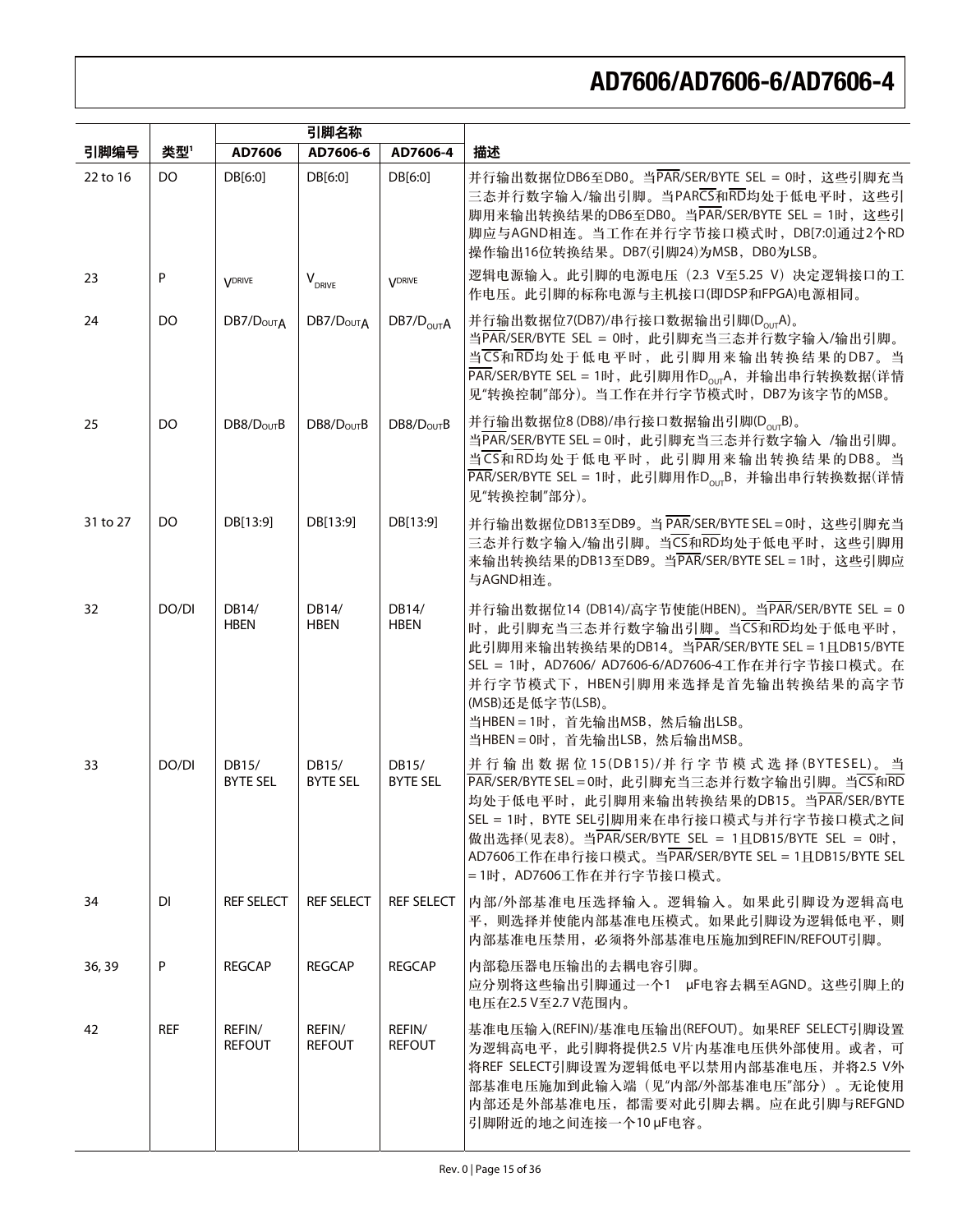| 引脚编号 | 类型[1] | 引脚名称 | | | 描述 |
|---|---|---|---|---|---|
| | | AD7606 | AD7606-6 | AD7606-4 | |
| 22 to 16 | DO | DB[6:0] | DB[6:0] | DB[6:0] | 并行输出数据位DB6至DB0。当$\overline{PAR}$/SER/BYTE SEL = 0时，这些引脚充当三态并行数字输入/输出引脚。当PAR$\overline{CS}$和$\overline{RD}$均处于低电平时，这些引脚用来输出转换结果的DB6至DB0。当$\overline{PAR}$/SER/BYTE SEL = 1时，这些引脚应与AGND相连。当工作在并行字节接口模式时，DB[7:0]通过2个RD操作输出16位转换结果。DB7(引脚24)为MSB，DB0为LSB。 |
| 23 | P | $V_{DRIVE}$ | $V_{DRIVE}$ | $V_{DRIVE}$ | 逻辑电源输入。此引脚的电源电压（2.3 V至5.25 V）决定逻辑接口的工作电压。此引脚的标称电源与主机接口(即DSP和FPGA)电源相同。 |
| 24 | DO | DB7/$D_{OUT}$A | DB7/$D_{OUT}$A | DB7/$D_{OUT}$A | 并行输出数据位7(DB7)/串行接口数据输出引脚($D_{OUT}$A)。<br>当$\overline{PAR}$/SER/BYTE SEL = 0时，此引脚充当三态并行数字输入/输出引脚。当$\overline{CS}$和$\overline{RD}$均处于低电平时，此引脚用来输出转换结果的DB7。当$\overline{PAR}$/SER/BYTE SEL = 1时，此引脚用作$D_{OUT}$A，并输出串行转换数据(详情见"转换控制"部分)。当工作在并行字节模式时，DB7为该字节的MSB。 |
| 25 | DO | DB8/$D_{OUT}$B | DB8/$D_{OUT}$B | DB8/$D_{OUT}$B | 并行输出数据位8 (DB8)/串行接口数据输出引脚($D_{OUT}$B)。<br>当$\overline{PAR}$/SER/BYTE SEL = 0时，此引脚充当三态并行数字输入 /输出引脚。当$\overline{CS}$和$\overline{RD}$均处于低电平时，此引脚用来输出转换结果的DB8。当$\overline{PAR}$/SER/BYTE SEL = 1时，此引脚用作$D_{OUT}$B，并输出串行转换数据(详情见"转换控制"部分)。 |
| 31 to 27 | DO | DB[13:9] | DB[13:9] | DB[13:9] | 并行输出数据位DB13至DB9。当$\overline{PAR}$/SER/BYTE SEL = 0时，这些引脚充当三态并行数字输入/输出引脚。当$\overline{CS}$和$\overline{RD}$均处于低电平时，这些引脚用来输出转换结果的DB13至DB9。当$\overline{PAR}$/SER/BYTE SEL = 1时，这些引脚应与AGND相连。 |
| 32 | DO/DI | DB14/<br>HBEN | DB14/<br>HBEN | DB14/<br>HBEN | 并行输出数据位14 (DB14)/高字节使能(HBEN)。当$\overline{PAR}$/SER/BYTE SEL = 0时，此引脚充当三态并行数字输出引脚。当$\overline{CS}$和$\overline{RD}$均处于低电平时，此引脚用来输出转换结果的DB14。当$\overline{PAR}$/SER/BYTE SEL = 1且DB15/BYTE SEL = 1时，AD7606/ AD7606-6/AD7606-4工作在并行字节接口模式。在并行字节模式下，HBEN引脚用来选择是首先输出转换结果的高字节(MSB)还是低字节(LSB)。<br>当HBEN = 1时，首先输出MSB，然后输出LSB。<br>当HBEN = 0时，首先输出LSB，然后输出MSB。 |
| 33 | DO/DI | DB15/<br>BYTE SEL | DB15/<br>BYTE SEL | DB15/<br>BYTE SEL | 并行输出数据位15(DB15)/并行字节模式选择(BYTESEL)。当$\overline{PAR}$/SER/BYTE SEL = 0时，此引脚充当三态并行数字输出引脚。当$\overline{CS}$和$\overline{RD}$均处于低电平时，此引脚用来输出转换结果的DB15。当$\overline{PAR}$/SER/BYTE SEL = 1时，BYTE SEL引脚用来在串行接口模式与并行字节接口模式之间做出选择(见表8)。当$\overline{PAR}$/SER/BYTE SEL = 1且DB15/BYTE SEL = 0时，AD7606工作在串行接口模式。当$\overline{PAR}$/SER/BYTE SEL = 1且DB15/BYTE SEL = 1时，AD7606工作在并行字节接口模式。 |
| 34 | DI | REF SELECT | REF SELECT | REF SELECT | 内部/外部基准电压选择输入。逻辑输入。如果此引脚设为逻辑高电平，则选择并使能内部基准电压模式。如果此引脚设为逻辑低电平，则内部基准电压禁用，必须将外部基准电压施加到REFIN/REFOUT引脚。 |
| 36, 39 | P | REGCAP | REGCAP | REGCAP | 内部稳压器电压输出的去耦电容引脚。<br>应分别将这些输出引脚通过一个1 μF电容去耦至AGND。这些引脚上的电压在2.5 V至2.7 V范围内。 |
| 42 | REF | REFIN/<br>REFOUT | REFIN/<br>REFOUT | REFIN/<br>REFOUT | 基准电压输入(REFIN)/基准电压输出(REFOUT)。如果REF SELECT引脚设置为逻辑高电平，此引脚将提供2.5 V片内基准电压供外部使用。或者，可将REF SELECT引脚设置为逻辑低电平以禁用内部基准电压，并将2.5 V外部基准电压施加到此输入端（见"内部/外部基准电压"部分）。无论使用内部还是外部基准电压，都需要对此引脚去耦。应在此引脚与REFGND引脚附近的地之间连接一个10 μF电容。 |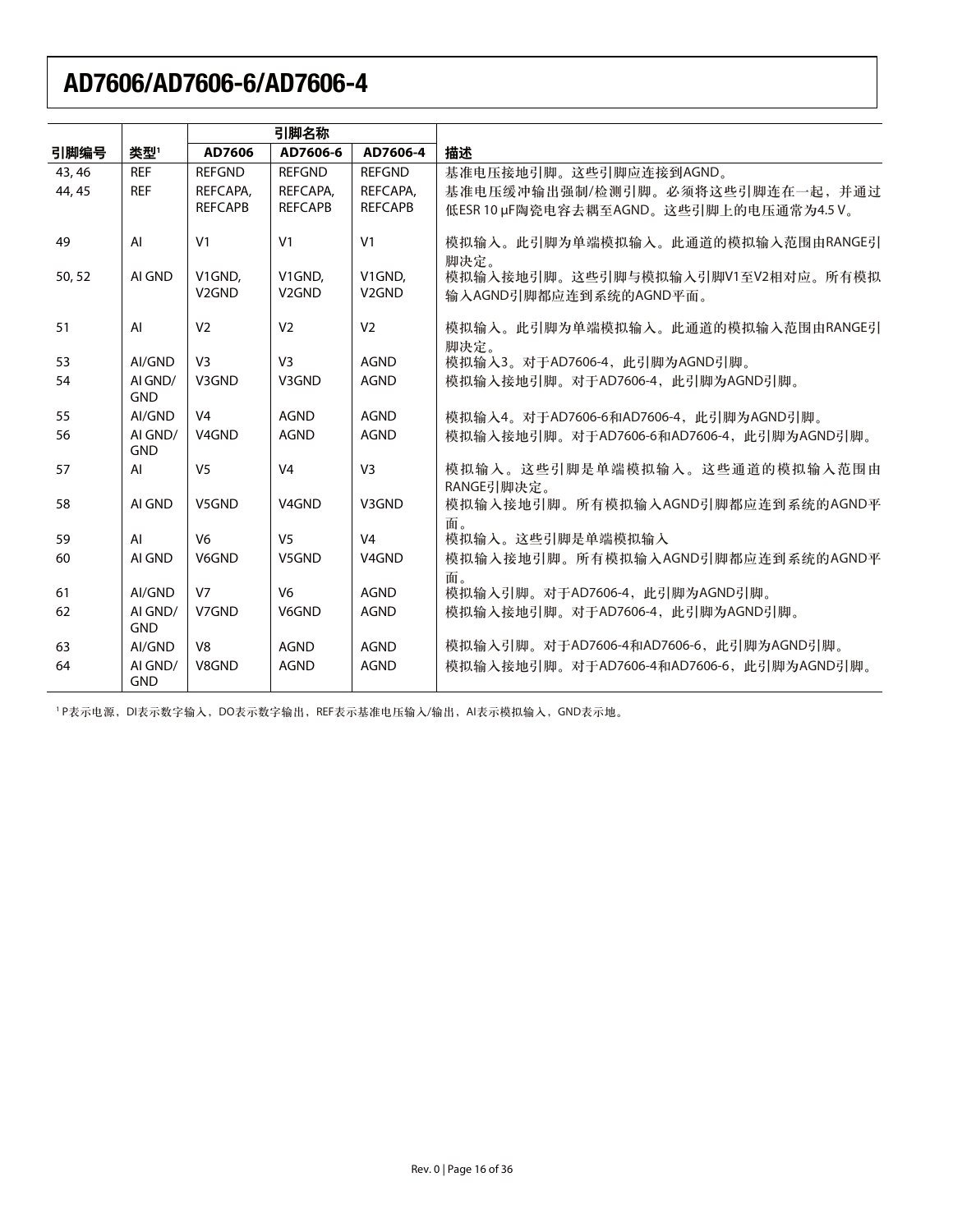| 引脚编号 | 类型[1] | 引脚名称 | | | 描述 |
|---|---|---|---|---|---|
| | | AD7606 | AD7606-6 | AD7606-4 | |
| 43, 46 | REF | REFGND | REFGND | REFGND | 基准电压接地引脚。这些引脚应连接到AGND。 |
| 44, 45 | REF | REFCAPA, REFCAPB | REFCAPA, REFCAPB | REFCAPA, REFCAPB | 基准电压缓冲输出强制/检测引脚。必须将这些引脚连在一起，并通过低ESR 10 μF陶瓷电容去耦至AGND。这些引脚上的电压通常为4.5 V。 |
| 49 | AI | V1 | V1 | V1 | 模拟输入。此引脚为单端模拟输入。此通道的模拟输入范围由RANGE引脚决定。 |
| 50, 52 | AI GND | V1GND, V2GND | V1GND, V2GND | V1GND, V2GND | 模拟输入接地引脚。这些引脚与模拟输入引脚V1至V2相对应。所有模拟输入AGND引脚都应连到系统的AGND平面。 |
| 51 | AI | V2 | V2 | V2 | 模拟输入。此引脚为单端模拟输入。此通道的模拟输入范围由RANGE引脚决定。 |
| 53 | AI/GND | V3 | V3 | AGND | 模拟输入3。对于AD7606-4，此引脚为AGND引脚。 |
| 54 | AI GND/ GND | V3GND | V3GND | AGND | 模拟输入接地引脚。对于AD7606-4，此引脚为AGND引脚。 |
| 55 | AI/GND | V4 | AGND | AGND | 模拟输入4。对于AD7606-6和AD7606-4，此引脚为AGND引脚。 |
| 56 | AI GND/ GND | V4GND | AGND | AGND | 模拟输入接地引脚。对于AD7606-6和AD7606-4，此引脚为AGND引脚。 |
| 57 | AI | V5 | V4 | V3 | 模拟输入。这些引脚是单端模拟输入。这些通道的模拟输入范围由RANGE引脚决定。 |
| 58 | AI GND | V5GND | V4GND | V3GND | 模拟输入接地引脚。所有模拟输入AGND引脚都应连到系统的AGND平面。 |
| 59 | AI | V6 | V5 | V4 | 模拟输入。这些引脚是单端模拟输入 |
| 60 | AI GND | V6GND | V5GND | V4GND | 模拟输入接地引脚。所有模拟输入AGND引脚都应连到系统的AGND平面。 |
| 61 | AI/GND | V7 | V6 | AGND | 模拟输入引脚。对于AD7606-4，此引脚为AGND引脚。 |
| 62 | AI GND/ GND | V7GND | V6GND | AGND | 模拟输入接地引脚。对于AD7606-4，此引脚为AGND引脚。 |
| 63 | AI/GND | V8 | AGND | AGND | 模拟输入引脚。对于AD7606-4和AD7606-6，此引脚为AGND引脚。 |
| 64 | AI GND/ GND | V8GND | AGND | AGND | 模拟输入接地引脚。对于AD7606-4和AD7606-6，此引脚为AGND引脚。 |

[1] P表示电源，DI表示数字输入，DO表示数字输出，REF表示基准电压输入/输出，AI表示模拟输入，GND表示地。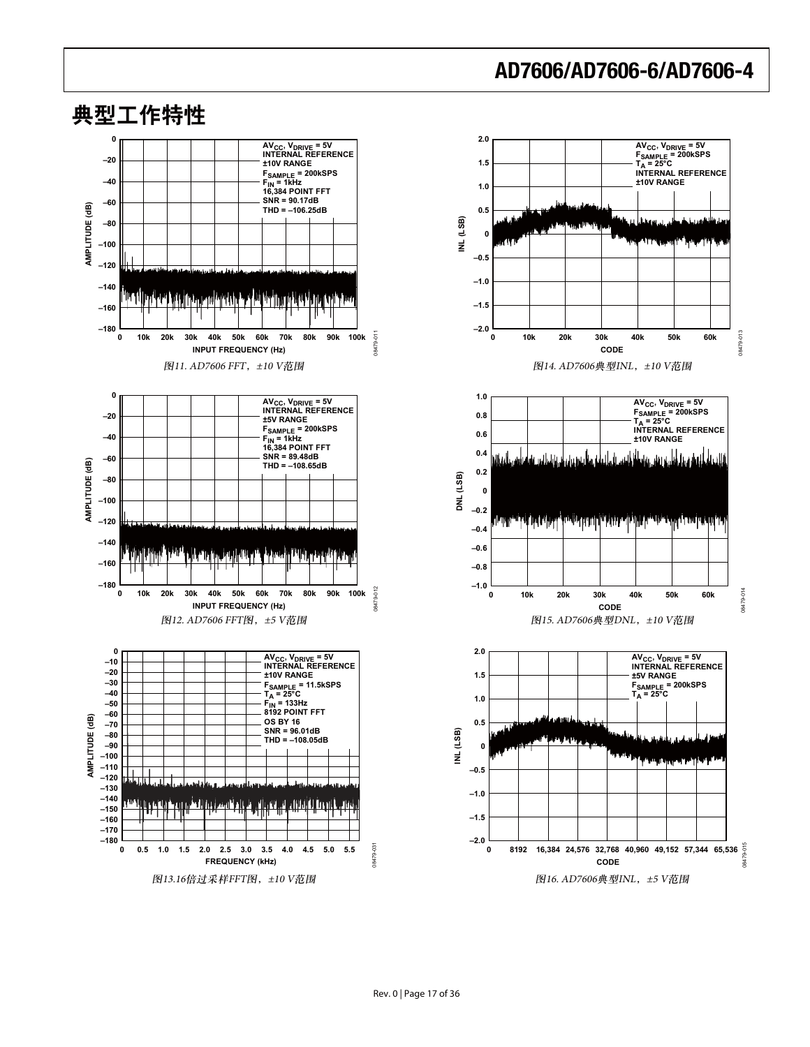# 典型工作特性

图11. AD7606 FFT，±10 V范围

图12. AD7606 FFT图，±5 V范围

图13.16倍过采样FFT图，±10 V范围

图14. AD7606典型INL，±10 V范围

图15. AD7606典型DNL，±10 V范围

图16. AD7606典型INL，±5 V范围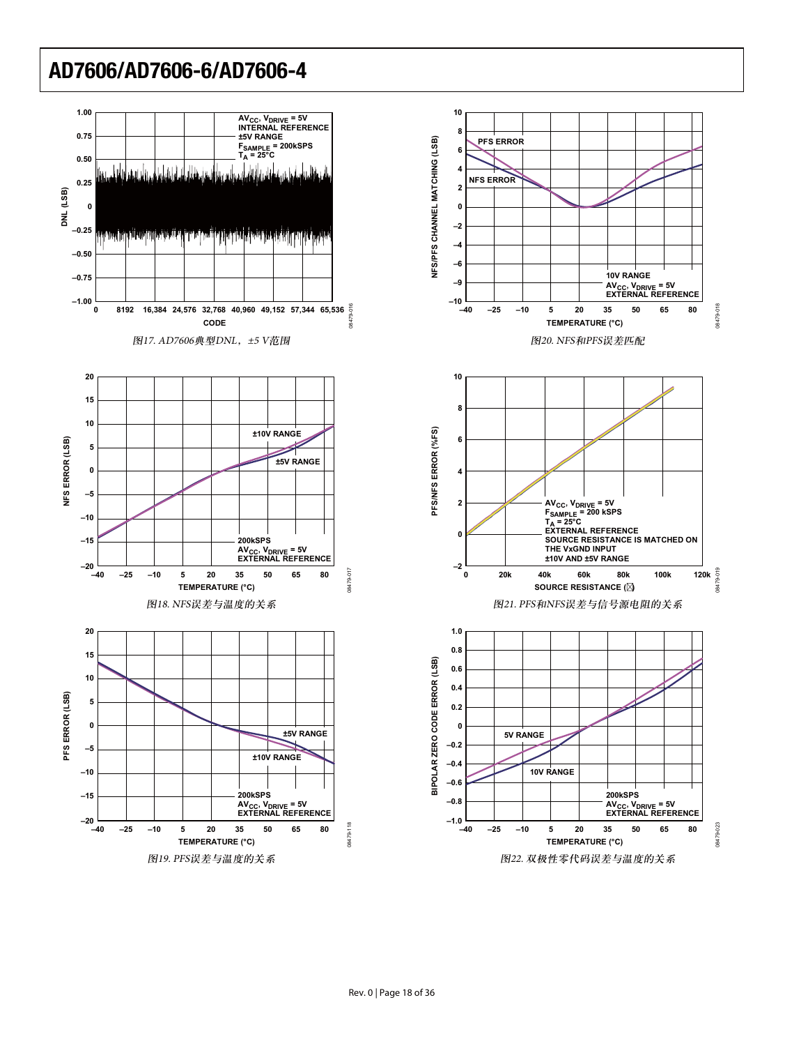AVCC, VDRIVE = 5V
INTERNAL REFERENCE
±5V RANGE
FSAMPLE = 200kSPS
TA = 25°C

图17. AD7606典型DNL，±5 V范围

PFS ERROR
NFS ERROR
10V RANGE
AVCC, VDRIVE = 5V
EXTERNAL REFERENCE

图20. NFS和PFS误差匹配

±10V RANGE
±5V RANGE
200kSPS
AVCC, VDRIVE = 5V
EXTERNAL REFERENCE

图18. NFS误差与温度的关系

AVCC, VDRIVE = 5V
FSAMPLE = 200 kSPS
TA = 25°C
EXTERNAL REFERENCE
SOURCE RESISTANCE IS MATCHED ON THE VxGND INPUT
±10V AND ±5V RANGE

图21. PFS和NFS误差与信号源电阻的关系

±5V RANGE
±10V RANGE
200kSPS
AVCC, VDRIVE = 5V
EXTERNAL REFERENCE

图19. PFS误差与温度的关系

5V RANGE
10V RANGE
200kSPS
AVCC, VDRIVE = 5V
EXTERNAL REFERENCE

图22. 双极性零代码误差与温度的关系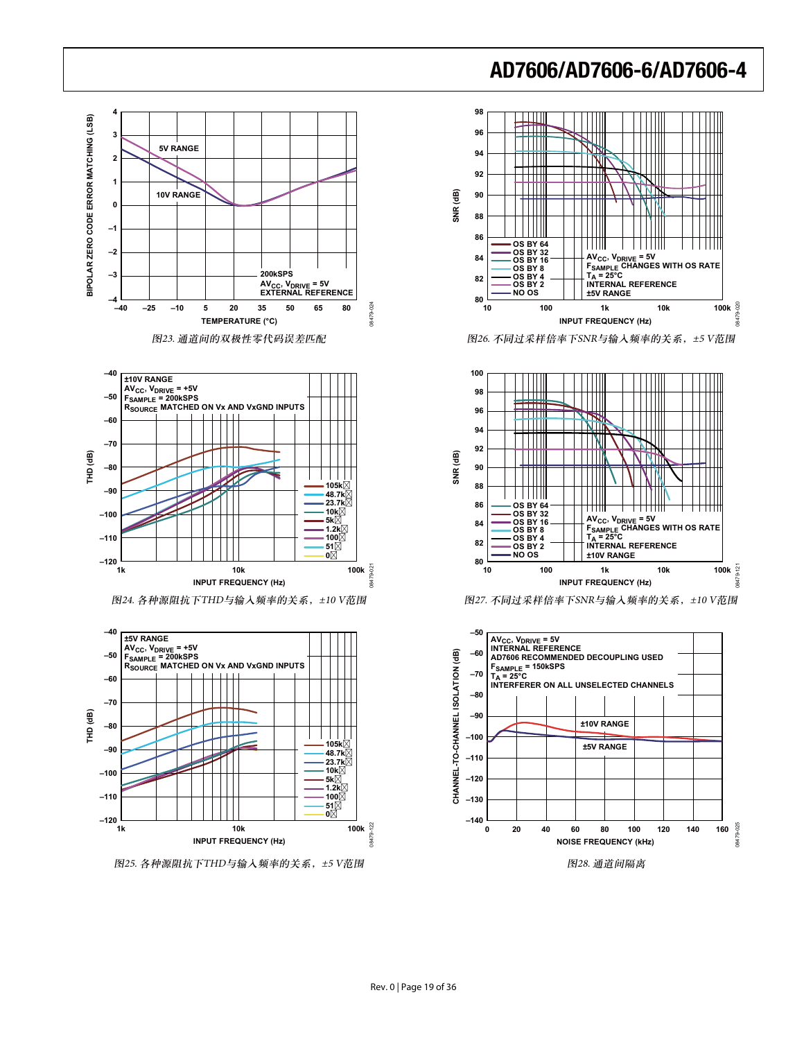图23. 通道间的双极性零代码误差匹配

图26. 不同过采样倍率下SNR与输入频率的关系，±5 V范围

图24. 各种源阻抗下THD与输入频率的关系，±10 V范围

图27. 不同过采样倍率下SNR与输入频率的关系，±10 V范围

图25. 各种源阻抗下THD与输入频率的关系，±5 V范围

图28. 通道间隔离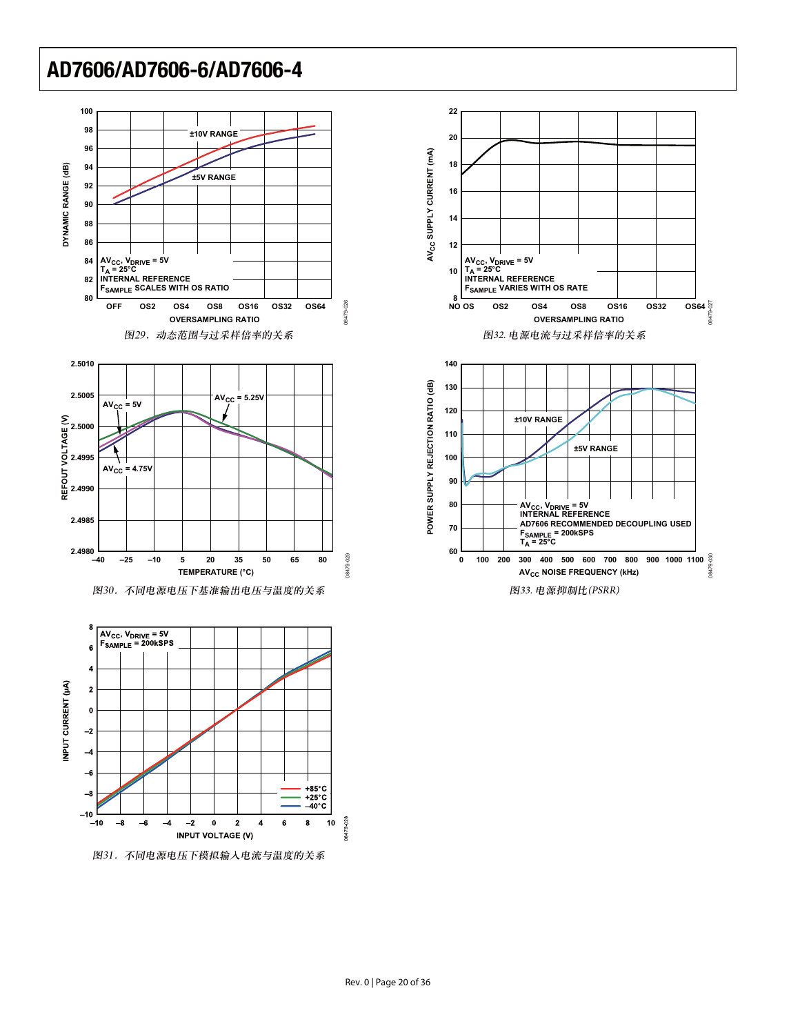图29．动态范围与过采样倍率的关系

图32. 电源电流与过采样倍率的关系

图30．不同电源电压下基准输出电压与温度的关系

图33. 电源抑制比(PSRR)

图31．不同电源电压下模拟输入电流与温度的关系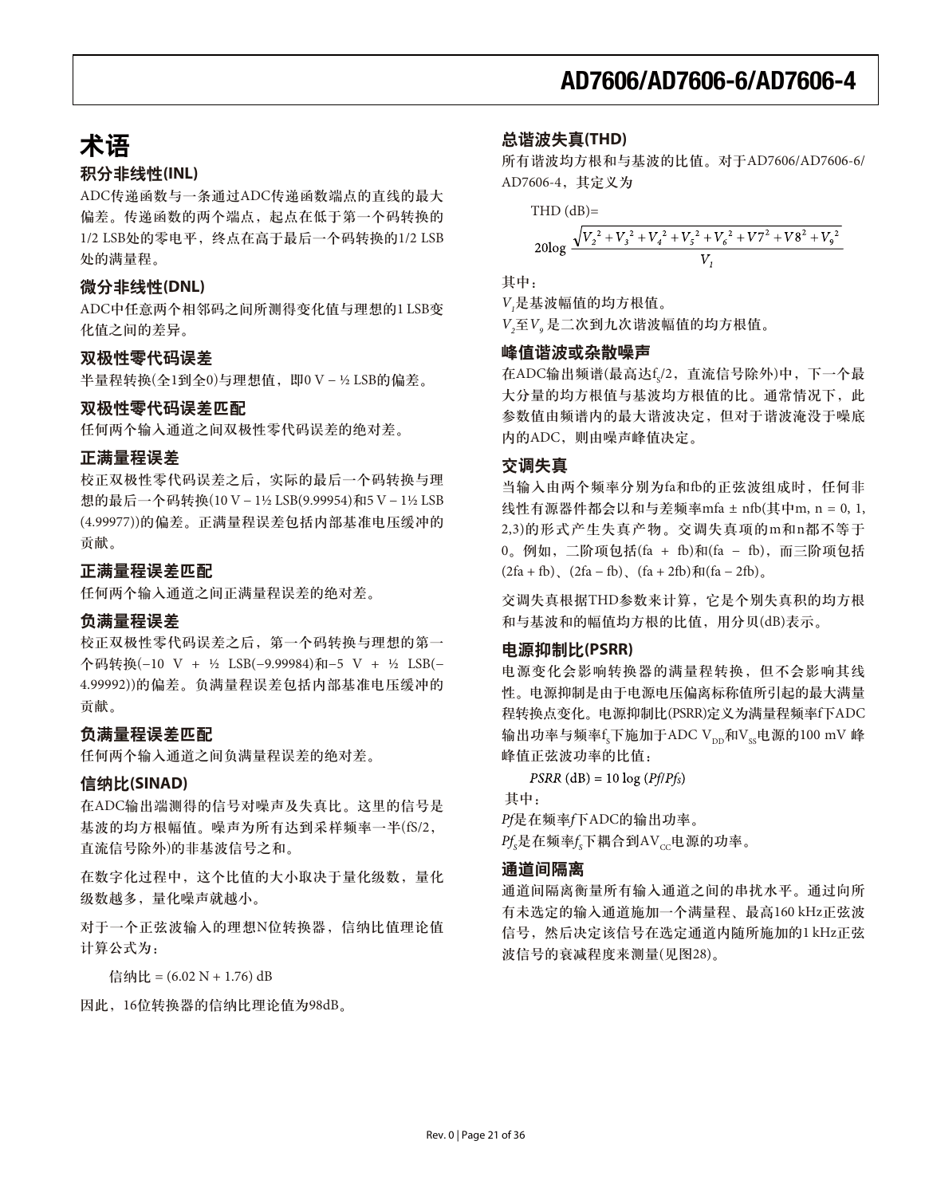# 术语

### 积分非线性(INL)

ADC传递函数与一条通过ADC传递函数端点的直线的最大偏差。传递函数的两个端点，起点在低于第一个码转换的1/2 LSB处的零电平，终点在高于最后一个码转换的1/2 LSB处的满量程。

### 微分非线性(DNL)

ADC中任意两个相邻码之间所测得变化值与理想的1 LSB变化值之间的差异。

### 双极性零代码误差

半量程转换(全1到全0)与理想值，即0 V − ½ LSB的偏差。

### 双极性零代码误差匹配

任何两个输入通道之间双极性零代码误差的绝对差。

### 正满量程误差

校正双极性零代码误差之后，实际的最后一个码转换与理想的最后一个码转换(10 V − 1½ LSB(9.99954)和5 V − 1½ LSB (4.99977))的偏差。正满量程误差包括内部基准电压缓冲的贡献。

### 正满量程误差匹配

任何两个输入通道之间正满量程误差的绝对差。

### 负满量程误差

校正双极性零代码误差之后，第一个码转换与理想的第一个码转换(−10 V + ½ LSB(−9.99984)和−5 V + ½ LSB(−4.99992))的偏差。负满量程误差包括内部基准电压缓冲的贡献。

### 负满量程误差匹配

任何两个输入通道之间负满量程误差的绝对差。

### 信纳比(SINAD)

在ADC输出端测得的信号对噪声及失真比。这里的信号是基波的均方根幅值。噪声为所有达到采样频率一半(fS/2，直流信号除外)的非基波信号之和。

在数字化过程中，这个比值的大小取决于量化级数，量化级数越多，量化噪声就越小。

对于一个正弦波输入的理想N位转换器，信纳比值理论值计算公式为：

信纳比 = (6.02 N + 1.76) dB

因此，16位转换器的信纳比理论值为98dB。

### 总谐波失真(THD)

所有谐波均方根和与基波的比值。对于AD7606/AD7606-6/AD7606-4，其定义为

$$\text{THD (dB)} = 20\log \frac{\sqrt{V_2^2 + V_3^2 + V_4^2 + V_5^2 + V_6^2 + V7^2 + V8^2 + V_9^2}}{V_1}$$

其中：

$V_1$是基波幅值的均方根值。

$V_2$至$V_9$是二次到九次谐波幅值的均方根值。

### 峰值谐波或杂散噪声

在ADC输出频谱(最高达$f_S/2$，直流信号除外)中，下一个最大分量的均方根值与基波均方根值的比。通常情况下，此参数值由频谱内的最大谐波决定，但对于谐波淹没于噪底内的ADC，则由噪声峰值决定。

### 交调失真

当输入由两个频率分别为fa和fb的正弦波组成时，任何非线性有源器件都会以和与差频率mfa ± nfb(其中m, n = 0, 1, 2,3)的形式产生失真产物。交调失真项的m和n都不等于0。例如，二阶项包括(fa + fb)和(fa − fb)，而三阶项包括(2fa + fb)、(2fa − fb)、(fa + 2fb)和(fa − 2fb)。

交调失真根据THD参数来计算，它是个别失真积的均方根和与基波和的幅值均方根的比值，用分贝(dB)表示。

### 电源抑制比(PSRR)

电源变化会影响转换器的满量程转换，但不会影响其线性。电源抑制是由于电源电压偏离标称值所引起的最大满量程转换点变化。电源抑制比(PSRR)定义为满量程频率f下ADC输出功率与频率$f_S$下施加于ADC $V_{DD}$和$V_{SS}$电源的100 mV 峰峰值正弦波功率的比值：

$$PSRR \text{ (dB)} = 10 \log (Pf/Pf_S)$$

其中：

$Pf$是在频率$f$下ADC的输出功率。

$Pf_S$是在频率$f_S$下耦合到$AV_{CC}$电源的功率。

### 通道间隔离

通道间隔离衡量所有输入通道之间的串扰水平。通过向所有未选定的输入通道施加一个满量程、最高160 kHz正弦波信号，然后决定该信号在选定通道内随所施加的1 kHz正弦波信号的衰减程度来测量(见图28)。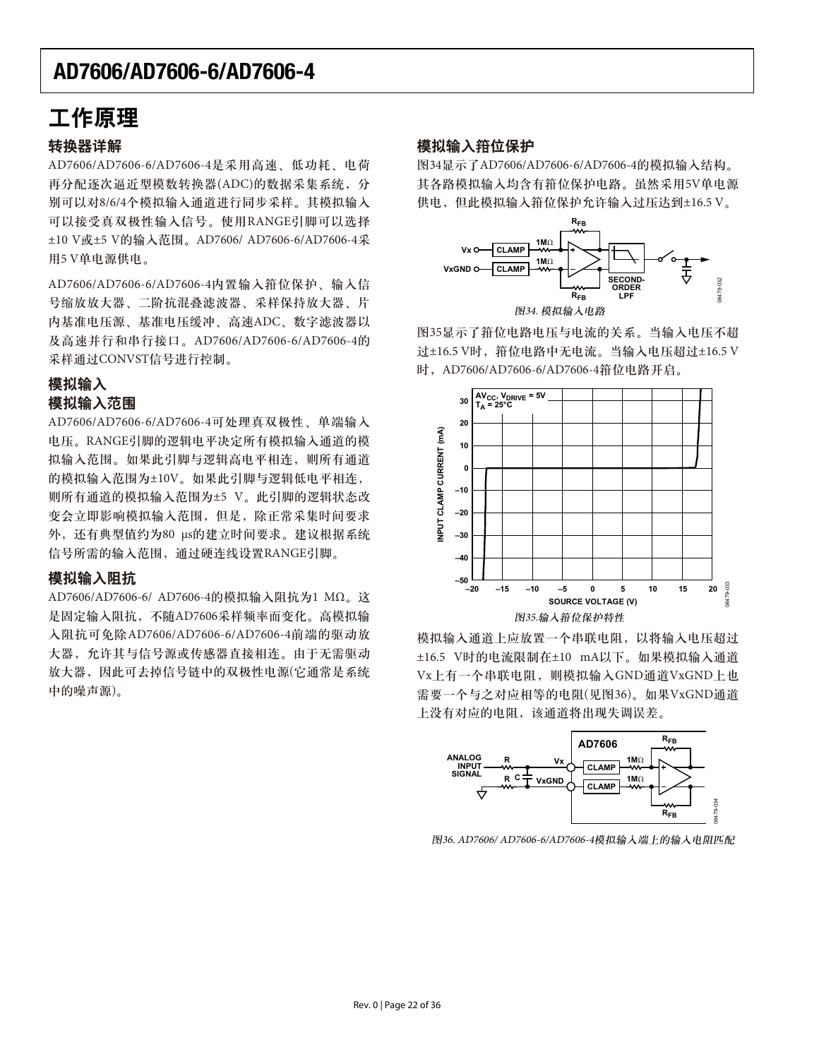# 工作原理

## 转换器详解

AD7606/AD7606-6/AD7606-4是采用高速、低功耗、电荷再分配逐次逼近型模数转换器(ADC)的数据采集系统，分别可以对8/6/4个模拟输入通道进行同步采样。其模拟输入可以接受真双极性输入信号。使用RANGE引脚可以选择±10 V或±5 V的输入范围。AD7606/ AD7606-6/AD7606-4采用5 V单电源供电。

AD7606/AD7606-6/AD7606-4内置输入箝位保护、输入信号缩放放大器、二阶抗混叠滤波器、采样保持放大器、片内基准电压源、基准电压缓冲、高速ADC、数字滤波器以及高速并行和串行接口。AD7606/AD7606-6/AD7606-4的采样通过CONVST信号进行控制。

## 模拟输入

### 模拟输入范围

AD7606/AD7606-6/AD7606-4可处理真双极性、单端输入电压。RANGE引脚的逻辑电平决定所有模拟输入通道的模拟输入范围。如果此引脚与逻辑高电平相连，则所有通道的模拟输入范围为±10V。如果此引脚与逻辑低电平相连，则所有通道的模拟输入范围为±5 V。此引脚的逻辑状态改变会立即影响模拟输入范围，但是，除正常采集时间要求外，还有典型值约为80 µs的建立时间要求。建议根据系统信号所需的输入范围，通过硬连线设置RANGE引脚。

### 模拟输入阻抗

AD7606/AD7606-6/ AD7606-4的模拟输入阻抗为1 MΩ。这是固定输入阻抗，不随AD7606采样频率而变化。高模拟输入阻抗可免除AD7606/AD7606-6/AD7606-4前端的驱动放大器，允许其与信号源或传感器直接相连。由于无需驱动放大器，因此可去掉信号链中的双极性电源(它通常是系统中的噪声源)。

### 模拟输入箝位保护

图34显示了AD7606/AD7606-6/AD7606-4的模拟输入结构。其各路模拟输入均含有箝位保护电路。虽然采用5V单电源供电，但此模拟输入箝位保护允许输入过压达到±16.5 V。

*图34. 模拟输入电路*

图35显示了箝位电路电压与电流的关系。当输入电压不超过±16.5 V时，箝位电路中无电流。当输入电压超过±16.5 V时，AD7606/AD7606-6/AD7606-4箝位电路开启。

*图35.输入箝位保护特性*

模拟输入通道上应放置一个串联电阻，以将输入电压超过±16.5 V时的电流限制在±10 mA以下。如果模拟输入通道Vx上有一个串联电阻，则模拟输入GND通道VxGND上也需要一个与之对应相等的电阻(见图36)。如果VxGND通道上没有对应的电阻，该通道将出现失调误差。

*图36. AD7606/ AD7606-6/AD7606-4模拟输入端上的输入电阻匹配*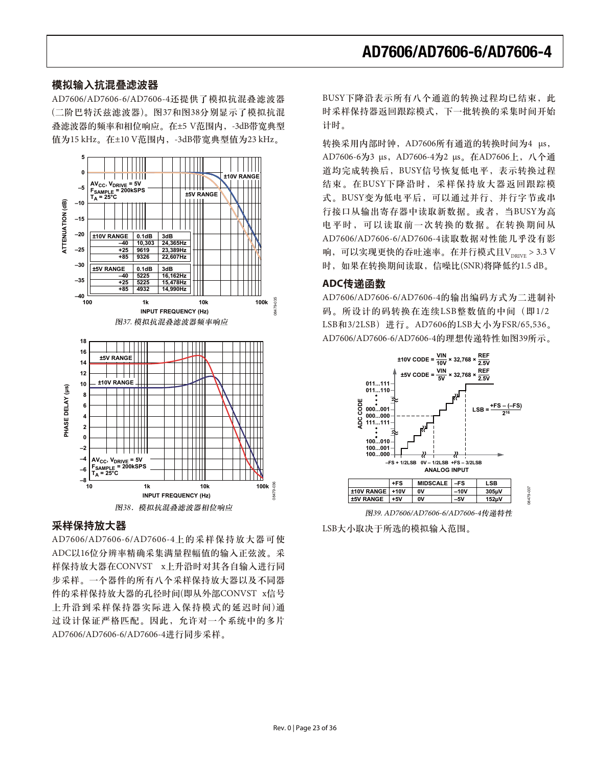### 模拟输入抗混叠滤波器

AD7606/AD7606-6/AD7606-4还提供了模拟抗混叠滤波器(二阶巴特沃兹滤波器)。图37和图38分别显示了模拟抗混叠滤波器的频率和相位响应。在±5 V范围内，-3dB带宽典型值为15 kHz。在±10 V范围内，-3dB带宽典型值为23 kHz。

| ±10V RANGE | 0.1dB | 3dB |
|---|---|---|
| –40 | 10,303 | 24,365Hz |
| +25 | 9619 | 23,389Hz |
| +85 | 9326 | 22,607Hz |

| ±5V RANGE | 0.1dB | 3dB |
|---|---|---|
| –40 | 5225 | 16,162Hz |
| +25 | 5225 | 15,478Hz |
| +85 | 4932 | 14,990Hz |

*图37. 模拟抗混叠滤波器频率响应*

*图38．模拟抗混叠滤波器相位响应*

### 采样保持放大器

AD7606/AD7606-6/AD7606-4上的采样保持放大器可使ADC以16位分辨率精确采集满量程幅值的输入正弦波。采样保持放大器在CONVST x上升沿时对其各自输入进行同步采样。一个器件的所有八个采样保持放大器以及不同器件的采样保持放大器的孔径时间(即从外部CONVST x信号上升沿到采样保持器实际进入保持模式的延迟时间)通过设计保证严格匹配。因此，允许对一个系统中的多片AD7606/AD7606-6/AD7606-4进行同步采样。

BUSY下降沿表示所有八个通道的转换过程均已结束，此时采样保持器返回跟踪模式，下一批转换的采集时间开始计时。

转换采用内部时钟，AD7606所有通道的转换时间为4 μs，AD7606-6为3 μs，AD7606-4为2 μs。在AD7606上，八个通道均完成转换后，BUSY信号恢复低电平，表示转换过程结束。在BUSY下降沿时，采样保持放大器返回跟踪模式。BUSY变为低电平后，可以通过并行、并行字节或串行接口从输出寄存器中读取新数据。或者，当BUSY为高电平时，可以读取前一次转换的数据。在转换期间从AD7606/AD7606-6/AD7606-4读取数据对性能几乎没有影响，可以实现更快的吞吐速率。在并行模式且$V_{DRIVE}$ > 3.3 V时，如果在转换期间读取，信噪比(SNR)将降低约1.5 dB。

### ADC传递函数

AD7606/AD7606-6/AD7606-4的输出编码方式为二进制补码。所设计的码转换在连续LSB整数值的中间（即1/2 LSB和3/2LSB）进行。AD7606的LSB大小为FSR/65,536。AD7606/AD7606-6/AD7606-4的理想传递特性如图39所示。

$$\pm 10V\ CODE = \frac{VIN}{10V} \times 32{,}768 \times \frac{REF}{2.5V}$$

$$\pm 5V\ CODE = \frac{VIN}{5V} \times 32{,}768 \times \frac{REF}{2.5V}$$

$$LSB = \frac{+FS - (-FS)}{2^{16}}$$

| | +FS | MIDSCALE | –FS | LSB |
|---|---|---|---|---|
| ±10V RANGE | +10V | 0V | –10V | 305μV |
| ±5V RANGE | +5V | 0V | –5V | 152μV |

*图39. AD7606/AD7606-6/AD7606-4传递特性*

LSB大小取决于所选的模拟输入范围。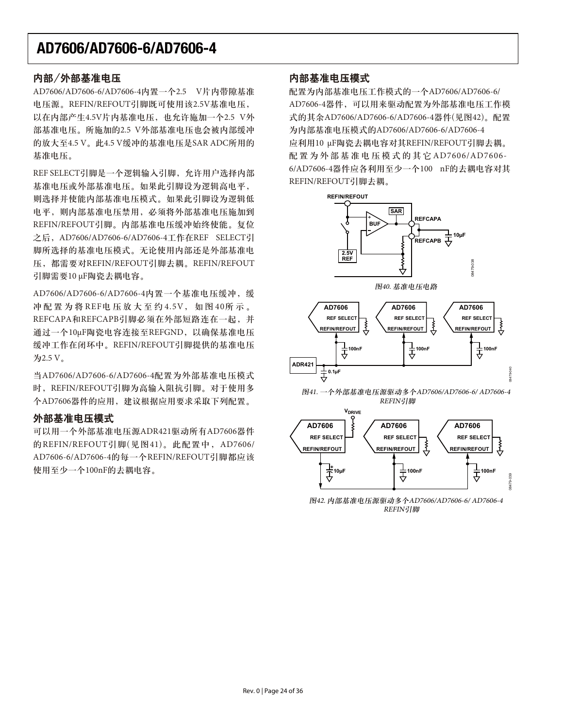## 内部/外部基准电压

AD7606/AD7606-6/AD7606-4内置一个2.5 V片内带隙基准电压源。REFIN/REFOUT引脚既可使用该2.5V基准电压，以在内部产生4.5V片内基准电压，也允许施加一个2.5 V外部基准电压。所施加的2.5 V外部基准电压也会被内部缓冲的放大至4.5 V。此4.5 V缓冲的基准电压是SAR ADC所用的基准电压。

REF SELECT引脚是一个逻辑输入引脚，允许用户选择内部基准电压或外部基准电压。如果此引脚设为逻辑高电平，则选择并使能内部基准电压模式。如果此引脚设为逻辑低电平，则内部基准电压禁用，必须将外部基准电压施加到REFIN/REFOUT引脚。内部基准电压缓冲始终使能。复位之后，AD7606/AD7606-6/AD7606-4工作在REF SELECT引脚所选择的基准电压模式。无论使用内部还是外部基准电压，都需要对REFIN/REFOUT引脚去耦。REFIN/REFOUT引脚需要10 μF陶瓷去耦电容。

AD7606/AD7606-6/AD7606-4内置一个基准电压缓冲，缓冲配置为将REF电压放大至约4.5V，如图40所示。REFCAPA和REFCAPB引脚必须在外部短路连在一起，并通过一个10μF陶瓷电容连接至REFGND，以确保基准电压缓冲工作在闭环中。REFIN/REFOUT引脚提供的基准电压为2.5 V。

当AD7606/AD7606-6/AD7606-4配置为外部基准电压模式时，REFIN/REFOUT引脚为高输入阻抗引脚。对于使用多个AD7606器件的应用，建议根据应用要求采取下列配置。

## 外部基准电压模式

可以用一个外部基准电压源ADR421驱动所有AD7606器件的REFIN/REFOUT引脚(见图41)。此配置中，AD7606/AD7606-6/AD7606-4的每一个REFIN/REFOUT引脚都应该使用至少一个100nF的去耦电容。

## 内部基准电压模式

配置为内部基准电压工作模式的一个AD7606/AD7606-6/AD7606-4器件，可以用来驱动配置为外部基准电压工作模式的其余AD7606/AD7606-6/AD7606-4器件(见图42)。配置为内部基准电压模式的AD7606/AD7606-6/AD7606-4应利用10 μF陶瓷去耦电容对其REFIN/REFOUT引脚去耦。配置为外部基准电压模式的其它AD7606/AD7606-6/AD7606-4器件应各利用至少一个100 nF的去耦电容对其REFIN/REFOUT引脚去耦。

*图40. 基准电压电路*

*图41. 一个外部基准电压源驱动多个AD7606/AD7606-6/ AD7606-4 REFIN引脚*

*图42. 内部基准电压源驱动多个AD7606/AD7606-6/ AD7606-4 REFIN引脚*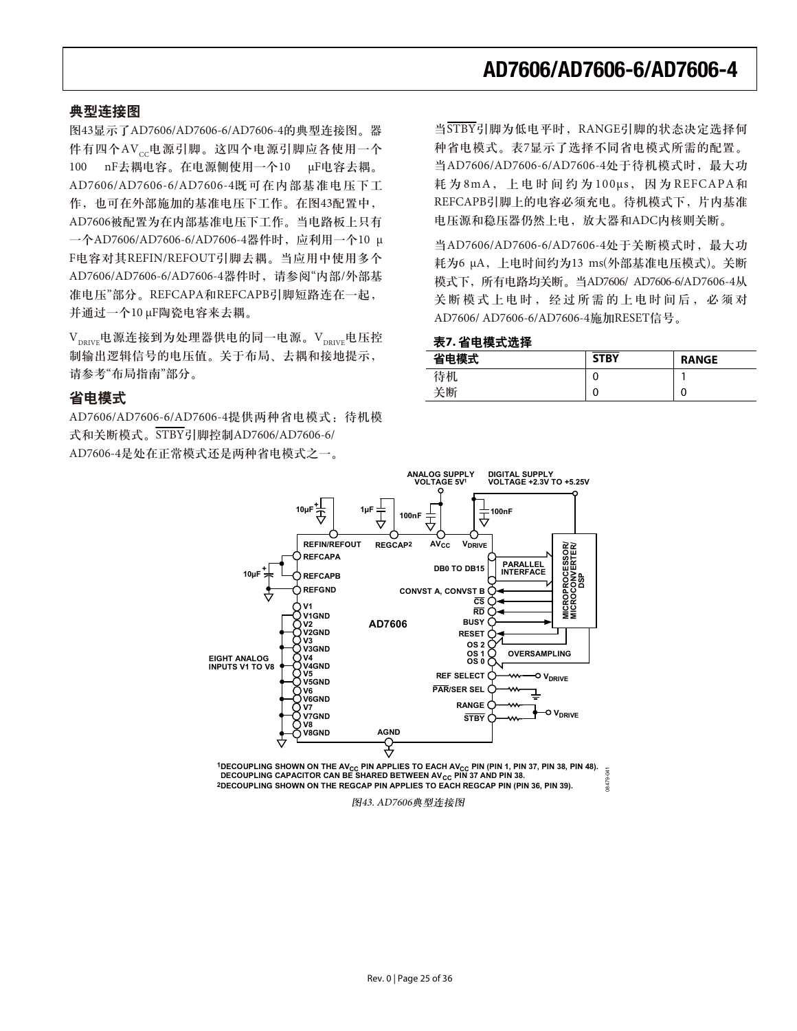## 典型连接图

图43显示了AD7606/AD7606-6/AD7606-4的典型连接图。器件有四个$AV_{CC}$电源引脚。这四个电源引脚应各使用一个100 nF去耦电容。在电源侧使用一个10 µF电容去耦。AD7606/AD7606-6/AD7606-4既可在内部基准电压下工作，也可在外部施加的基准电压下工作。在图43配置中，AD7606被配置为在内部基准电压下工作。当电路板上只有一个AD7606/AD7606-6/AD7606-4器件时，应利用一个10 µF电容对其REFIN/REFOUT引脚去耦。当应用中使用多个AD7606/AD7606-6/AD7606-4器件时，请参阅"内部/外部基准电压"部分。REFCAPA和REFCAPB引脚短路连在一起，并通过一个10 µF陶瓷电容来去耦。

$V_{DRIVE}$电源连接到为处理器供电的同一电源。$V_{DRIVE}$电压控制输出逻辑信号的电压值。关于布局、去耦和接地提示，请参考"布局指南"部分。

## 省电模式

AD7606/AD7606-6/AD7606-4提供两种省电模式：待机模式和关断模式。$\overline{STBY}$引脚控制AD7606/AD7606-6/AD7606-4是处在正常模式还是两种省电模式之一。

当$\overline{STBY}$引脚为低电平时，RANGE引脚的状态决定选择何种省电模式。表7显示了选择不同省电模式所需的配置。当AD7606/AD7606-6/AD7606-4处于待机模式时，最大功耗为8mA，上电时间约为100µs，因为REFCAPA和REFCAPB引脚上的电容必须充电。待机模式下，片内基准电压源和稳压器仍然上电，放大器和ADC内核则关断。

当AD7606/AD7606-6/AD7606-4处于关断模式时，最大功耗为6 µA，上电时间约为13 ms(外部基准电压模式)。关断模式下，所有电路均关断。当AD7606/ AD7606-6/AD7606-4从关断模式上电时，经过所需的上电时间后，必须对AD7606/ AD7606-6/AD7606-4施加RESET信号。

**表7. 省电模式选择**

| 省电模式 | $\overline{STBY}$ | RANGE |
|---|---|---|
| 待机 | 0 | 1 |
| 关断 | 0 | 0 |

[1]DECOUPLING SHOWN ON THE $AV_{CC}$ PIN APPLIES TO EACH $AV_{CC}$ PIN (PIN 1, PIN 37, PIN 38, PIN 48). DECOUPLING CAPACITOR CAN BE SHARED BETWEEN $AV_{CC}$ PIN 37 AND PIN 38.
[2]DECOUPLING SHOWN ON THE REGCAP PIN APPLIES TO EACH REGCAP PIN (PIN 36, PIN 39).

*图43. AD7606典型连接图*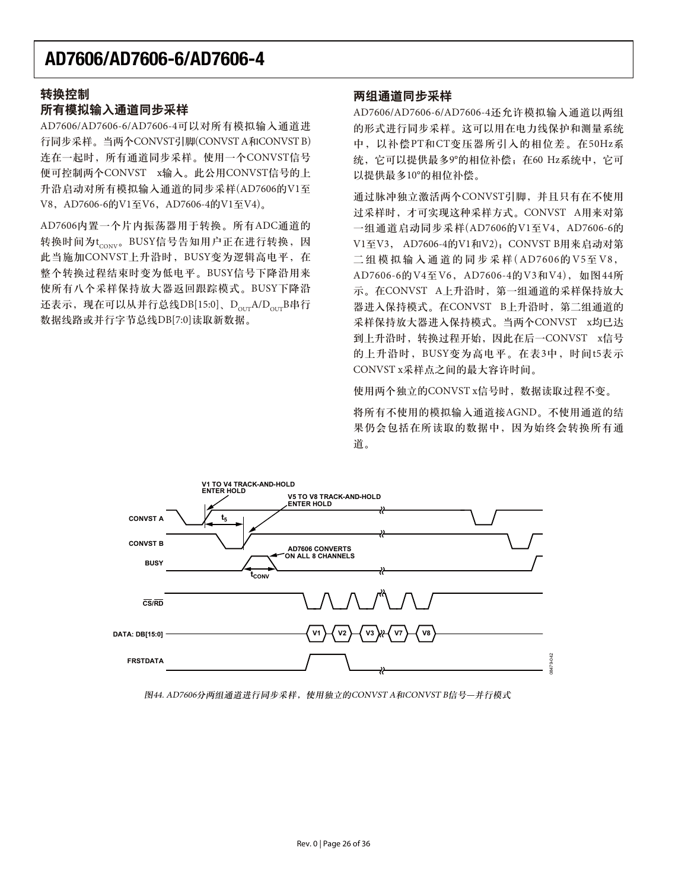## 转换控制

### 所有模拟输入通道同步采样

AD7606/AD7606-6/AD7606-4可以对所有模拟输入通道进行同步采样。当两个CONVST引脚(CONVST A和CONVST B)连在一起时，所有通道同步采样。使用一个CONVST信号便可控制两个CONVST x输入。此公用CONVST信号的上升沿启动对所有模拟输入通道的同步采样(AD7606的V1至V8，AD7606-6的V1至V6，AD7606-4的V1至V4)。

AD7606内置一个片内振荡器用于转换。所有ADC通道的转换时间为$t_{CONV}$。BUSY信号告知用户正在进行转换，因此当施加CONVST上升沿时，BUSY变为逻辑高电平，在整个转换过程结束时变为低电平。BUSY信号下降沿用来使所有八个采样保持放大器返回跟踪模式。BUSY下降沿还表示，现在可以从并行总线DB[15:0]、$D_{OUT}$A/$D_{OUT}$B串行数据线路或并行字节总线DB[7:0]读取新数据。

### 两组通道同步采样

AD7606/AD7606-6/AD7606-4还允许模拟输入通道以两组的形式进行同步采样。这可以用在电力线保护和测量系统中，以补偿PT和CT变压器所引入的相位差。在50Hz系统，它可以提供最多9°的相位补偿；在60 Hz系统中，它可以提供最多10°的相位补偿。

通过脉冲独立激活两个CONVST引脚，并且只有在不使用过采样时，才可实现这种采样方式。CONVST A用来对第一组通道启动同步采样(AD7606的V1至V4，AD7606-6的V1至V3，AD7606-4的V1和V2)；CONVST B用来启动对第二组模拟输入通道的同步采样(AD7606的V5至V8，AD7606-6的V4至V6，AD7606-4的V3和V4)，如图44所示。在CONVST A上升沿时，第一组通道的采样保持放大器进入保持模式。在CONVST B上升沿时，第二组通道的采样保持放大器进入保持模式。当两个CONVST x均已达到上升沿时，转换过程开始，因此在后一CONVST x信号的上升沿时，BUSY变为高电平。在表3中，时间t5表示CONVST x采样点之间的最大容许时间。

使用两个独立的CONVST x信号时，数据读取过程不变。

将所有不使用的模拟输入通道接AGND。不使用通道的结果仍会包括在所读取的数据中，因为始终会转换所有通道。

*图44. AD7606分两组通道进行同步采样，使用独立的CONVST A和CONVST B信号—并行模式*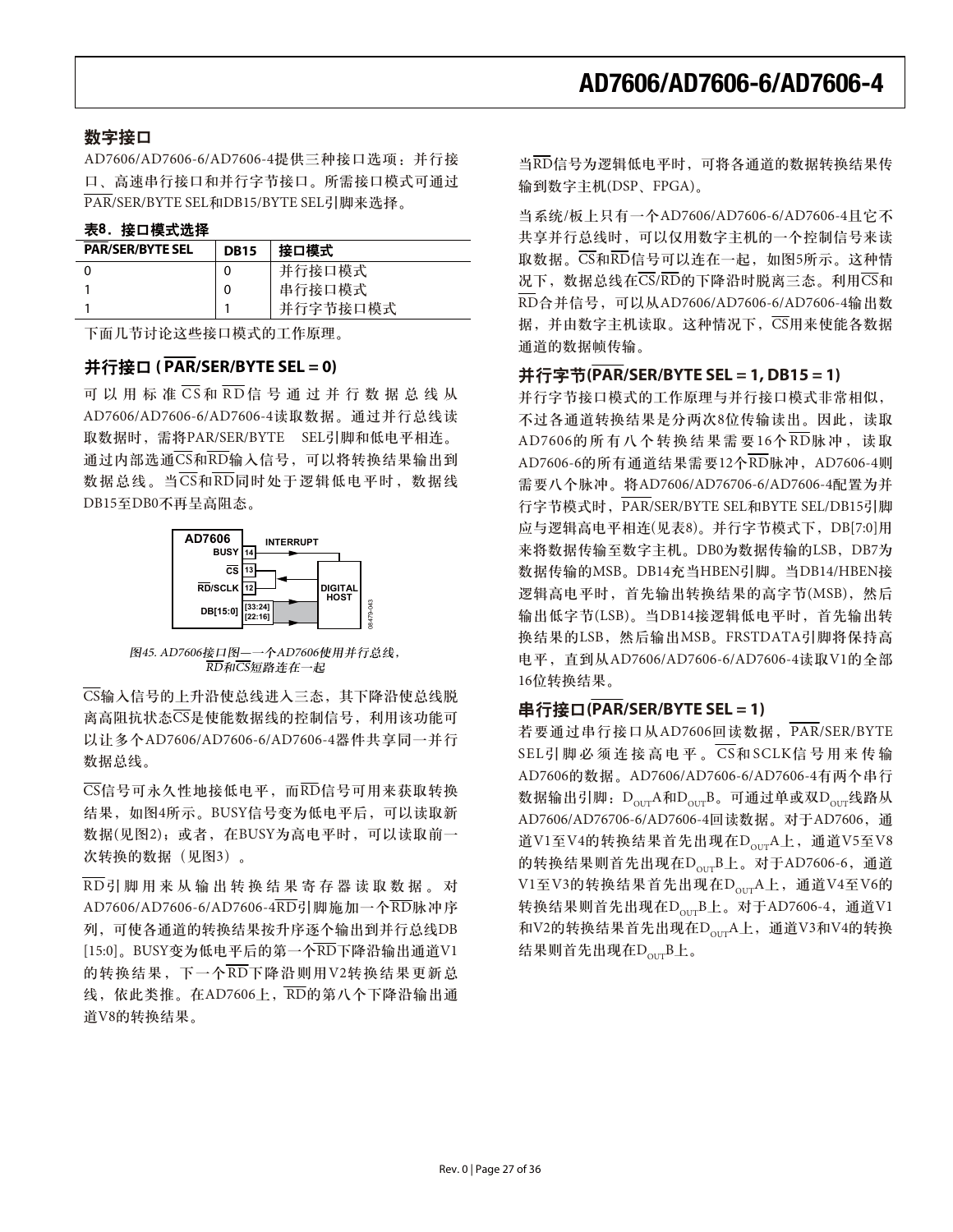## 数字接口

AD7606/AD7606-6/AD7606-4提供三种接口选项：并行接口、高速串行接口和并行字节接口。所需接口模式可通过$\overline{PAR}$/SER/BYTE SEL和DB15/BYTE SEL引脚来选择。

**表8．接口模式选择**

| PAR/SER/BYTE SEL | DB15 | 接口模式 |
|---|---|---|
| 0 | 0 | 并行接口模式 |
| 1 | 0 | 串行接口模式 |
| 1 | 1 | 并行字节接口模式 |

下面几节讨论这些接口模式的工作原理。

### 并行接口 ($\overline{PAR}$/SER/BYTE SEL = 0)

可以用标准$\overline{CS}$和$\overline{RD}$信号通过并行数据总线从AD7606/AD7606-6/AD7606-4读取数据。通过并行总线读取数据时，需将PAR/SER/BYTE SEL引脚和低电平相连。通过内部选通$\overline{CS}$和$\overline{RD}$输入信号，可以将转换结果输出到数据总线。当$\overline{CS}$和$\overline{RD}$同时处于逻辑低电平时，数据线DB15至DB0不再呈高阻态。

*图45. AD7606接口图—一个AD7606使用并行总线，$\overline{RD}$和$\overline{CS}$短路连在一起*

$\overline{CS}$输入信号的上升沿使总线进入三态，其下降沿使总线脱离高阻抗状态$\overline{CS}$是使能数据线的控制信号，利用该功能可以让多个AD7606/AD7606-6/AD7606-4器件共享同一并行数据总线。

$\overline{CS}$信号可永久性地接低电平，而$\overline{RD}$信号可用来获取转换结果，如图4所示。BUSY信号变为低电平后，可以读取新数据(见图2)；或者，在BUSY为高电平时，可以读取前一次转换的数据（见图3）。

$\overline{RD}$引脚用来从输出转换结果寄存器读取数据。对AD7606/AD7606-6/AD7606-4$\overline{RD}$引脚施加一个$\overline{RD}$脉冲序列，可使各通道的转换结果按升序逐个输出到并行总线DB[15:0]。BUSY变为低电平后的第一个$\overline{RD}$下降沿输出通道V1的转换结果，下一个$\overline{RD}$下降沿则用V2转换结果更新总线，依此类推。在AD7606上，$\overline{RD}$的第八个下降沿输出通道V8的转换结果。

当$\overline{RD}$信号为逻辑低电平时，可将各通道的数据转换结果传输到数字主机(DSP、FPGA)。

当系统/板上只有一个AD7606/AD7606-6/AD7606-4且它不共享并行总线时，可以仅用数字主机的一个控制信号来读取数据。$\overline{CS}$和$\overline{RD}$信号可以连在一起，如图5所示。这种情况下，数据总线在$\overline{CS}$/$\overline{RD}$的下降沿时脱离三态。利用$\overline{CS}$和$\overline{RD}$合并信号，可以从AD7606/AD7606-6/AD7606-4输出数据，并由数字主机读取。这种情况下，$\overline{CS}$用来使能各数据通道的数据帧传输。

### 并行字节($\overline{PAR}$/SER/BYTE SEL = 1, DB15 = 1)

并行字节接口模式的工作原理与并行接口模式非常相似，不过各通道转换结果是分两次8位传输读出。因此，读取AD7606的所有八个转换结果需要16个$\overline{RD}$脉冲，读取AD7606-6的所有通道结果需要12个$\overline{RD}$脉冲，AD7606-4则需要八个脉冲。将AD7606/AD76706-6/AD7606-4配置为并行字节模式时，$\overline{PAR}$/SER/BYTE SEL和BYTE SEL/DB15引脚应与逻辑高电平相连(见表8)。并行字节模式下，DB[7:0]用来将数据传输至数字主机。DB0为数据传输的LSB，DB7为数据传输的MSB。DB14充当HBEN引脚。当DB14/HBEN接逻辑高电平时，首先输出转换结果的高字节(MSB)，然后输出低字节(LSB)。当DB14接逻辑低电平时，首先输出转换结果的LSB，然后输出MSB。FRSTDATA引脚将保持高电平，直到从AD7606/AD7606-6/AD7606-4读取V1的全部16位转换结果。

### 串行接口($\overline{PAR}$/SER/BYTE SEL = 1)

若要通过串行接口从AD7606回读数据，$\overline{PAR}$/SER/BYTE SEL引脚必须连接高电平。$\overline{CS}$和SCLK信号用来传输AD7606的数据。AD7606/AD7606-6/AD7606-4有两个串行数据输出引脚：$D_{OUT}$A和$D_{OUT}$B。可通过单或双$D_{OUT}$线路从AD7606/AD76706-6/AD7606-4回读数据。对于AD7606，通道V1至V4的转换结果首先出现在$D_{OUT}$A上，通道V5至V8的转换结果则首先出现在$D_{OUT}$B上。对于AD7606-6，通道V1至V3的转换结果首先出现在$D_{OUT}$A上，通道V4至V6的转换结果则首先出现在$D_{OUT}$B上。对于AD7606-4，通道V1和V2的转换结果首先出现在$D_{OUT}$A上，通道V3和V4的转换结果则首先出现在$D_{OUT}$B上。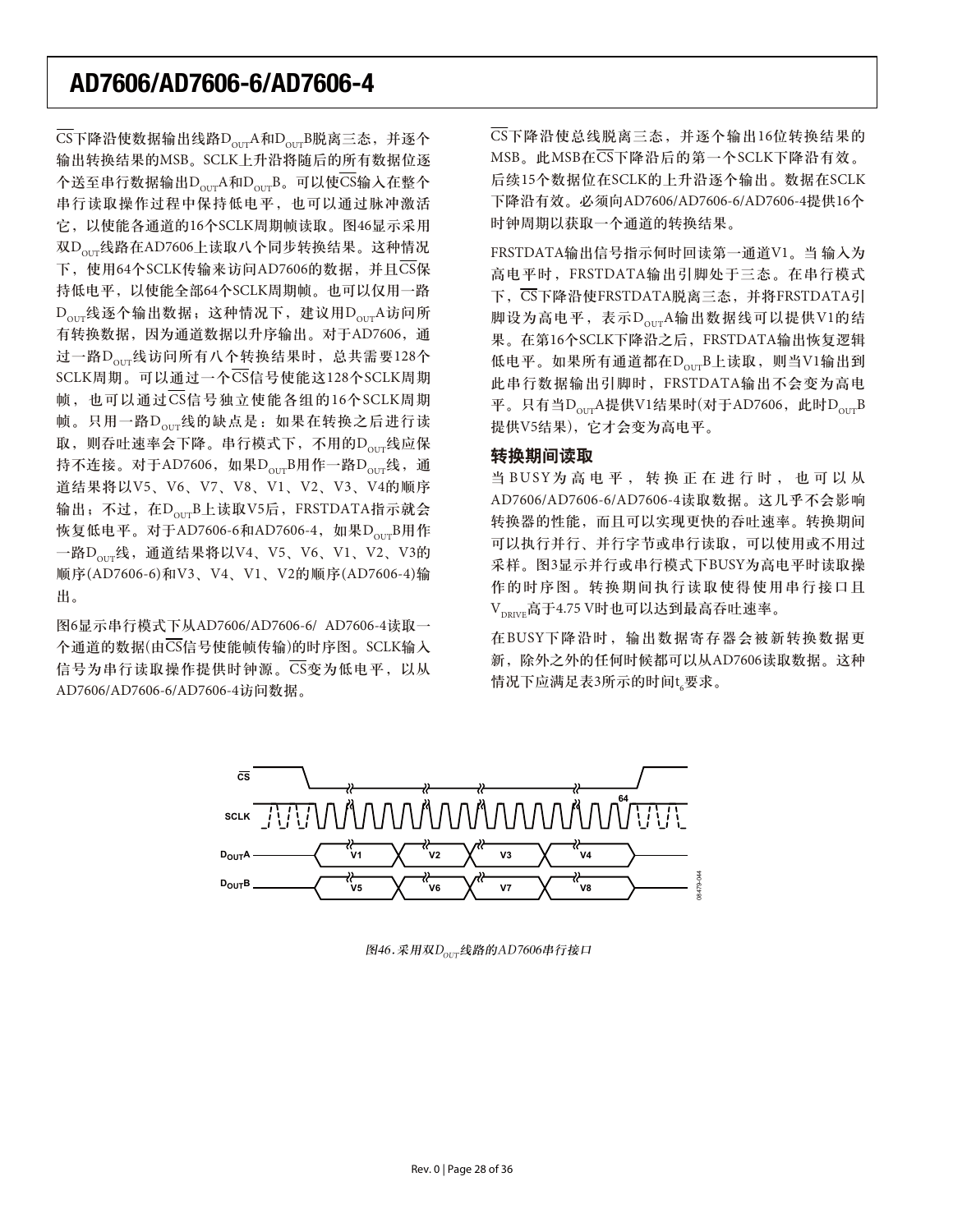$\overline{CS}$下降沿使数据输出线路$D_{OUT}$A和$D_{OUT}$B脱离三态，并逐个输出转换结果的MSB。SCLK上升沿将随后的所有数据位逐个送至串行数据输出$D_{OUT}$A和$D_{OUT}$B。可以使$\overline{CS}$输入在整个串行读取操作过程中保持低电平，也可以通过脉冲激活它，以使能各通道的16个SCLK周期帧读取。图46显示采用双$D_{OUT}$线路在AD7606上读取八个同步转换结果。这种情况下，使用64个SCLK传输来访问AD7606的数据，并且$\overline{CS}$保持低电平，以使能全部64个SCLK周期帧。也可以仅用一路$D_{OUT}$线逐个输出数据；这种情况下，建议用$D_{OUT}$A访问所有转换数据，因为通道数据以升序输出。对于AD7606，通过一路$D_{OUT}$线访问所有八个转换结果时，总共需要128个SCLK周期。可以通过一个$\overline{CS}$信号使能这128个SCLK周期帧，也可以通过$\overline{CS}$信号独立使能各组的16个SCLK周期帧。只用一路$D_{OUT}$线的缺点是：如果在转换之后进行读取，则吞吐速率会下降。串行模式下，不用的$D_{OUT}$线应保持不连接。对于AD7606，如果$D_{OUT}$B用作一路$D_{OUT}$线，通道结果将以V5、V6、V7、V8、V1、V2、V3、V4的顺序输出；不过，在$D_{OUT}$B上读取V5后，FRSTDATA指示就会恢复低电平。对于AD7606-6和AD7606-4，如果$D_{OUT}$B用作一路$D_{OUT}$线，通道结果将以V4、V5、V6、V1、V2、V3的顺序(AD7606-6)和V3、V4、V1、V2的顺序(AD7606-4)输出。

图6显示串行模式下从AD7606/AD7606-6/ AD7606-4读取一个通道的数据(由$\overline{CS}$信号使能帧传输)的时序图。SCLK输入信号为串行读取操作提供时钟源。$\overline{CS}$变为低电平，以从AD7606/AD7606-6/AD7606-4访问数据。

$\overline{CS}$下降沿使总线脱离三态，并逐个输出16位转换结果的MSB。此MSB在$\overline{CS}$下降沿后的第一个SCLK下降沿有效。后续15个数据位在SCLK的上升沿逐个输出。数据在SCLK下降沿有效。必须向AD7606/AD7606-6/AD7606-4提供16个时钟周期以获取一个通道的转换结果。

FRSTDATA输出信号指示何时回读第一通道V1。当输入为高电平时，FRSTDATA输出引脚处于三态。在串行模式下，$\overline{CS}$下降沿使FRSTDATA脱离三态，并将FRSTDATA引脚设为高电平，表示$D_{OUT}$A输出数据线可以提供V1的结果。在第16个SCLK下降沿之后，FRSTDATA输出恢复逻辑低电平。如果所有通道都在$D_{OUT}$B上读取，则当V1输出到此串行数据输出引脚时，FRSTDATA输出不会变为高电平。只有当$D_{OUT}$A提供V1结果时(对于AD7606，此时$D_{OUT}$B提供V5结果)，它才会变为高电平。

## 转换期间读取

当BUSY为高电平，转换正在进行时，也可以从AD7606/AD7606-6/AD7606-4读取数据。这几乎不会影响转换器的性能，而且可以实现更快的吞吐速率。转换期间可以执行并行、并行字节或串行读取，可以使用或不用过采样。图3显示并行或串行模式下BUSY为高电平时读取操作的时序图。转换期间执行读取使得使用串行接口且$V_{DRIVE}$高于4.75 V时也可以达到最高吞吐速率。

在BUSY下降沿时，输出数据寄存器会被新转换数据更新，除外之外的任何时候都可以从AD7606读取数据。这种情况下应满足表3所示的时间$t_6$要求。

图46. 采用双$D_{OUT}$线路的AD7606串行接口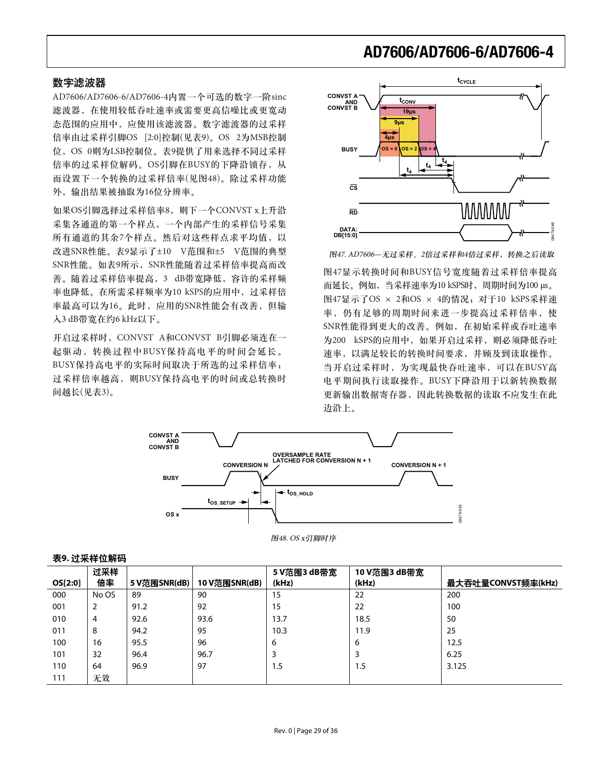## 数字滤波器

AD7606/AD7606-6/AD7606-4内置一个可选的数字一阶sinc滤波器，在使用较低吞吐速率或需要更高信噪比或更宽动态范围的应用中，应使用该滤波器。数字滤波器的过采样倍率由过采样引脚OS [2:0]控制(见表9)。OS 2为MSB控制位，OS 0则为LSB控制位。表9提供了用来选择不同过采样倍率的过采样位解码。OS引脚在BUSY的下降沿锁存，从而设置下一个转换的过采样倍率(见图48)。除过采样功能外，输出结果被抽取为16位分辨率。

如果OS引脚选择过采样倍率8，则下一个CONVST x上升沿采集各通道的第一个样点，一个内部产生的采样信号采集所有通道的其余7个样点。然后对这些样点求平均值，以改进SNR性能。表9显示了±10 V范围和±5 V范围的典型SNR性能。如表9所示，SNR性能随着过采样倍率提高而改善。随着过采样倍率提高，3 dB带宽降低，容许的采样频率也降低。在所需采样频率为10 kSPS的应用中，过采样倍率最高可以为16。此时，应用的SNR性能会有改善，但输入3 dB带宽在约6 kHz以下。

开启过采样时，CONVST A和CONVST B引脚必须连在一起驱动，转换过程中BUSY保持高电平的时间会延长。BUSY保持高电平的实际时间取决于所选的过采样倍率；过采样倍率越高，则BUSY保持高电平的时间或总转换时间越长(见表3)。

图47. AD7606—无过采样、2倍过采样和4倍过采样，转换之后读取

图47显示转换时间和BUSY信号宽度随着过采样倍率提高而延长。例如，当采样速率为10 kSPS时，周期时间为100 μs。图47显示了OS × 2和OS × 4的情况；对于10 kSPS采样速率，仍有足够的周期时间来进一步提高过采样倍率，使SNR性能得到更大的改善。例如，在初始采样或吞吐速率为200 kSPS的应用中，如果开启过采样，则必须降低吞吐速率，以满足较长的转换时间要求，并顾及到读取操作。当开启过采样时，为实现最快吞吐速率，可以在BUSY高电平期间执行读取操作。BUSY下降沿用于以新转换数据更新输出数据寄存器，因此转换数据的读取不应发生在此边沿上。

图48. OS x引脚时序

**表9. 过采样位解码**

| OS[2:0] | 过采样倍率 | 5 V范围SNR(dB) | 10 V范围SNR(dB) | 5 V范围3 dB带宽(kHz) | 10 V范围3 dB带宽(kHz) | 最大吞吐量CONVST频率(kHz) |
|---|---|---|---|---|---|---|
| 000 | No OS | 89 | 90 | 15 | 22 | 200 |
| 001 | 2 | 91.2 | 92 | 15 | 22 | 100 |
| 010 | 4 | 92.6 | 93.6 | 13.7 | 18.5 | 50 |
| 011 | 8 | 94.2 | 95 | 10.3 | 11.9 | 25 |
| 100 | 16 | 95.5 | 96 | 6 | 6 | 12.5 |
| 101 | 32 | 96.4 | 96.7 | 3 | 3 | 6.25 |
| 110 | 64 | 96.9 | 97 | 1.5 | 1.5 | 3.125 |
| 111 | 无效 | | | | | |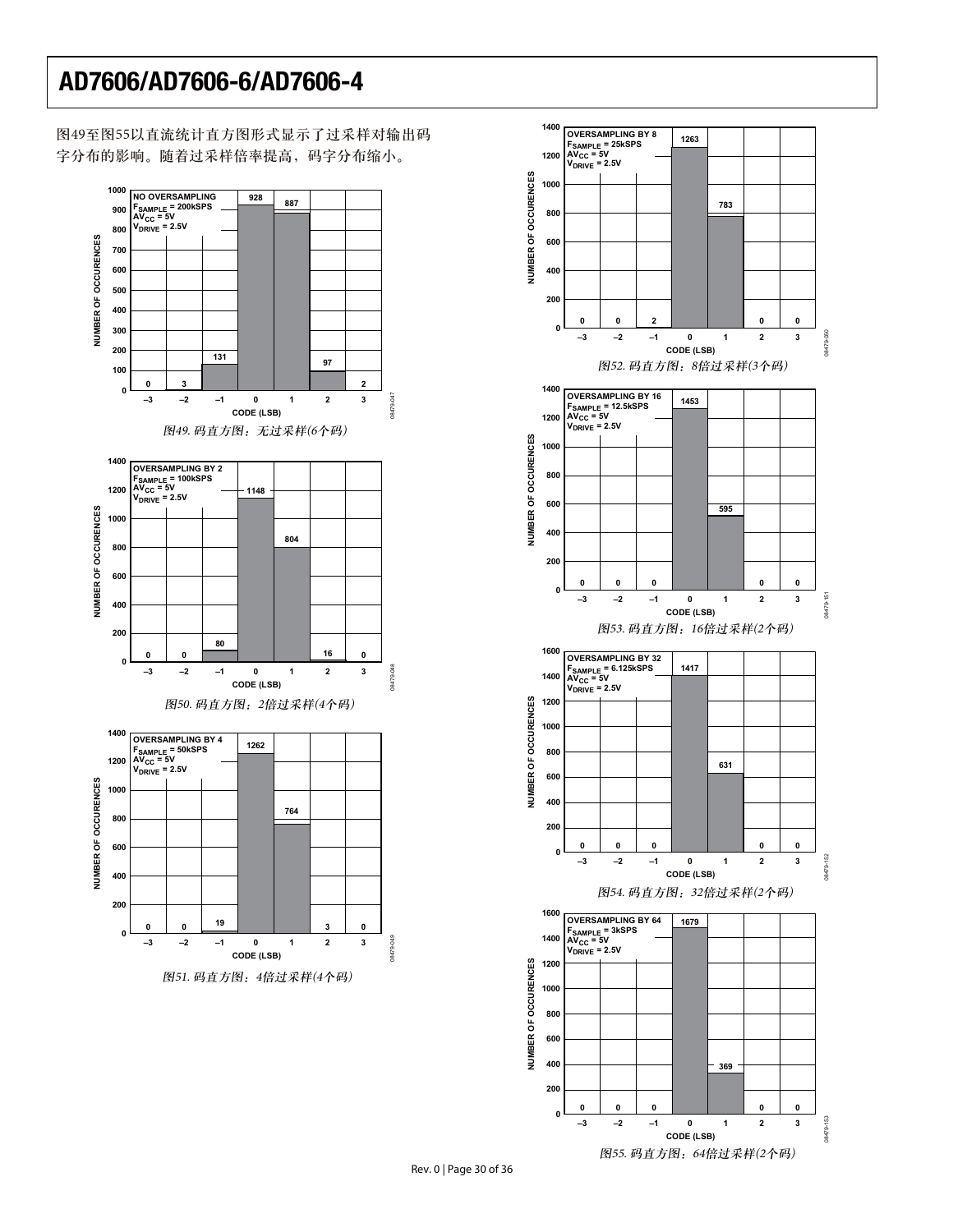图49至图55以直流统计直方图形式显示了过采样对输出码字分布的影响。随着过采样倍率提高，码字分布缩小。

图49. 码直方图：无过采样(6个码)

图50. 码直方图：2倍过采样(4个码)

图51. 码直方图：4倍过采样(4个码)

图52. 码直方图：8倍过采样(3个码)

图53. 码直方图：16倍过采样(2个码)

图54. 码直方图：32倍过采样(2个码)

图55. 码直方图：64倍过采样(2个码)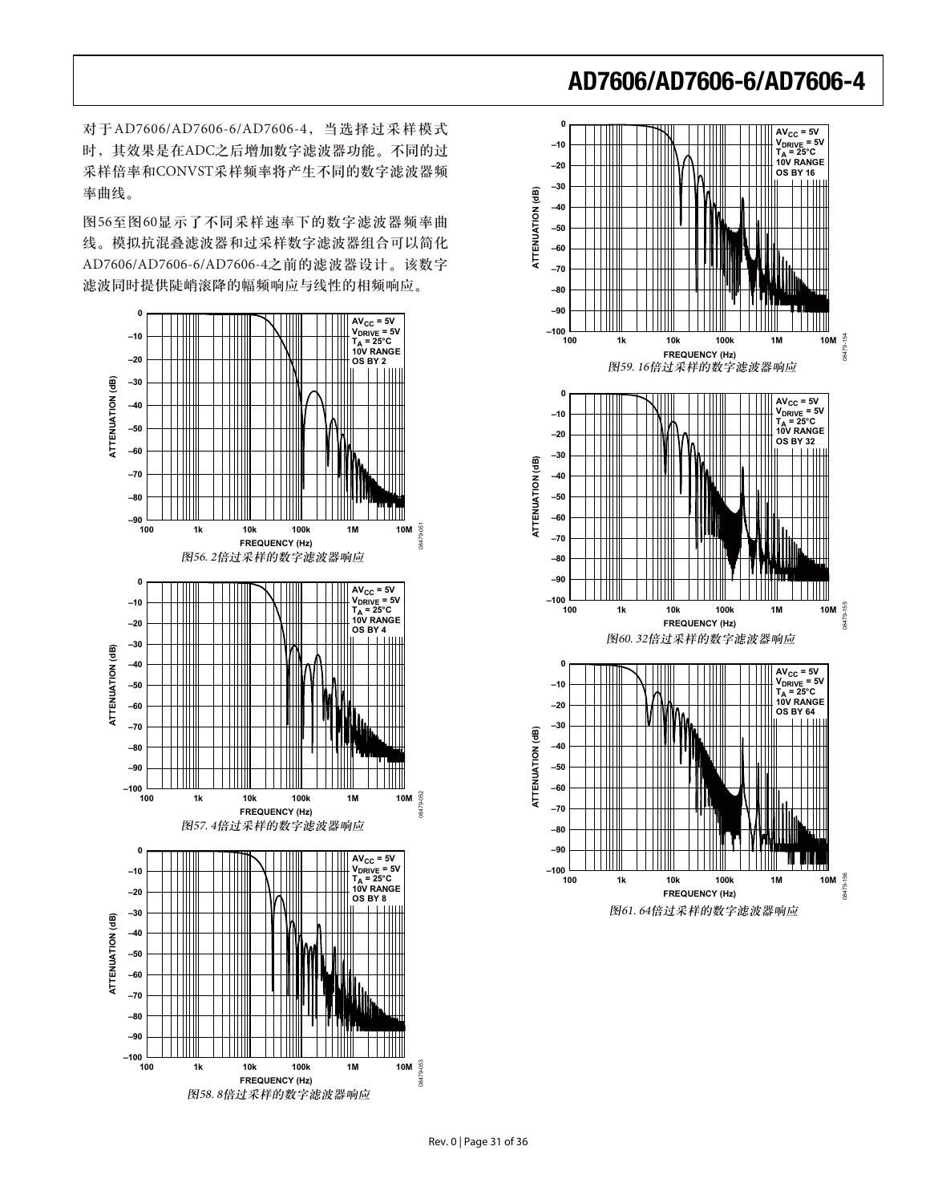对于AD7606/AD7606-6/AD7606-4，当选择过采样模式时，其效果是在ADC之后增加数字滤波器功能。不同的过采样倍率和CONVST采样频率将产生不同的数字滤波器频率曲线。

图56至图60显示了不同采样速率下的数字滤波器频率曲线。模拟抗混叠滤波器和过采样数字滤波器组合可以简化AD7606/AD7606-6/AD7606-4之前的滤波器设计。该数字滤波同时提供陡峭滚降的幅频响应与线性的相频响应。

*图56. 2倍过采样的数字滤波器响应*

*图57. 4倍过采样的数字滤波器响应*

*图58. 8倍过采样的数字滤波器响应*

*图59. 16倍过采样的数字滤波器响应*

*图60. 32倍过采样的数字滤波器响应*

*图61. 64倍过采样的数字滤波器响应*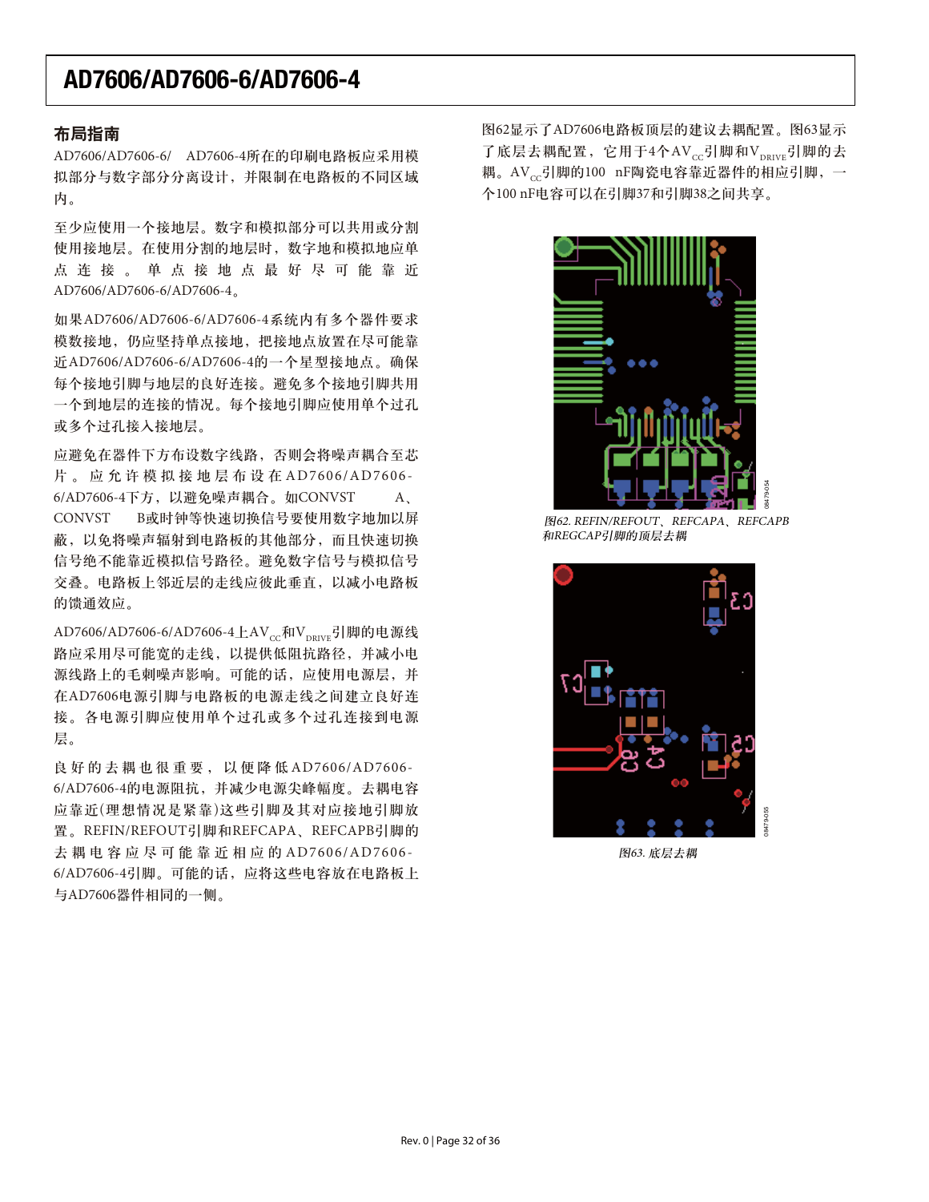## 布局指南

AD7606/AD7606-6/ AD7606-4所在的印刷电路板应采用模拟部分与数字部分分离设计，并限制在电路板的不同区域内。

至少应使用一个接地层。数字和模拟部分可以共用或分割使用接地层。在使用分割的地层时，数字地和模拟地应单点连接。单点接地点最好尽可能靠近AD7606/AD7606-6/AD7606-4。

如果AD7606/AD7606-6/AD7606-4系统内有多个器件要求模拟接地，仍应坚持单点接地，把接地点放置在尽可能靠近AD7606/AD7606-6/AD7606-4的一个星型接地点。确保每个接地引脚与地层的良好连接。避免多个接地引脚共用一个到地层的连接的情况。每个接地引脚应使用单个过孔或多个过孔接入接地层。

应避免在器件下方布设数字线路，否则会将噪声耦合至芯片。应允许模拟接地层布设在AD7606/AD7606-6/AD7606-4下方，以避免噪声耦合。如CONVST A、CONVST B或时钟等快速切换信号要使用数字地加以屏蔽，以免将噪声辐射到电路板的其他部分，而且快速切换信号绝不能靠近模拟信号路径。避免数字信号与模拟信号交叠。电路板上邻近层的走线应彼此垂直，以减小电路板的馈通效应。

AD7606/AD7606-6/AD7606-4上$AV_{CC}$和$V_{DRIVE}$引脚的电源线路应采用尽可能宽的走线，以提供低阻抗路径，并减小电源线路上的毛刺噪声影响。可能的话，应使用电源层，并在AD7606电源引脚与电路板的电源走线之间建立良好连接。各电源引脚应使用单个过孔或多个过孔连接到电源层。

良好的去耦也很重要，以便降低AD7606/AD7606-6/AD7606-4的电源阻抗，并减少电源尖峰幅度。去耦电容应靠近(理想情况是紧靠)这些引脚及其对应接地引脚放置。REFIN/REFOUT引脚和REFCAPA、REFCAPB引脚的去耦电容应尽可能靠近相应的AD7606/AD7606-6/AD7606-4引脚。可能的话，应将这些电容放在电路板上与AD7606器件相同的一侧。

图62显示了AD7606电路板顶层的建议去耦配置。图63显示了底层去耦配置，它用于4个$AV_{CC}$引脚和$V_{DRIVE}$引脚的去耦。$AV_{CC}$引脚的100 nF陶瓷电容靠近器件的相应引脚，一个100 nF电容可以在引脚37和引脚38之间共享。

*图62. REFIN/REFOUT、REFCAPA、REFCAPB和REGCAP引脚的顶层去耦*

*图63. 底层去耦*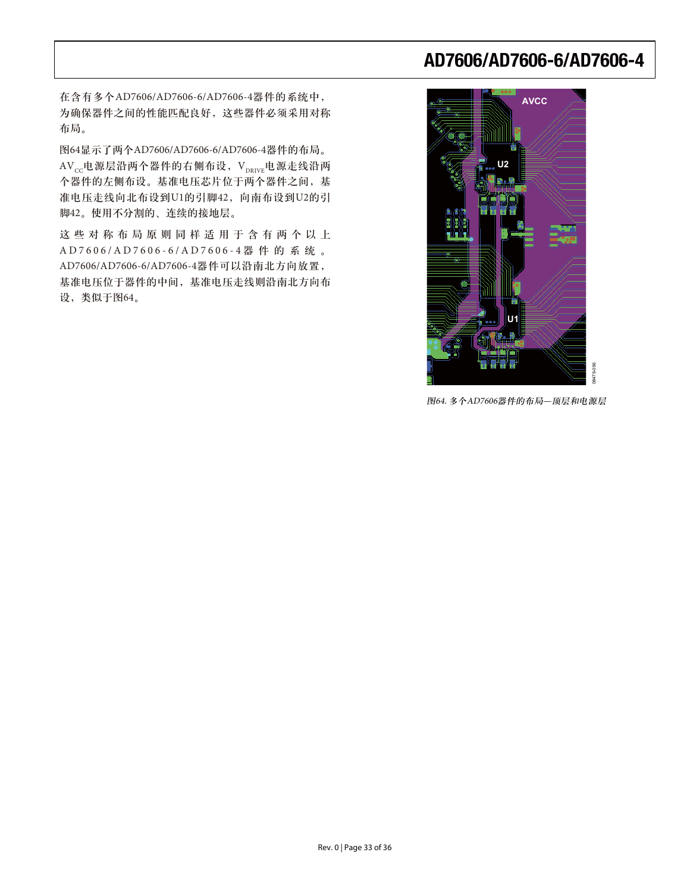在含有多个AD7606/AD7606-6/AD7606-4器件的系统中，为确保器件之间的性能匹配良好，这些器件必须采用对称布局。

图64显示了两个AD7606/AD7606-6/AD7606-4器件的布局。$AV_{CC}$电源层沿两个器件的右侧布设，$V_{DRIVE}$电源走线沿两个器件的左侧布设。基准电压芯片位于两个器件之间，基准电压走线向北布设到U1的引脚42，向南布设到U2的引脚42。使用不分割的、连续的接地层。

这些对称布局原则同样适用于含有两个以上AD7606/AD7606-6/AD7606-4器件的系统。AD7606/AD7606-6/AD7606-4器件可以沿南北方向放置，基准电压位于器件的中间，基准电压走线则沿南北方向布设，类似于图64。

*图64. 多个AD7606器件的布局—顶层和电源层*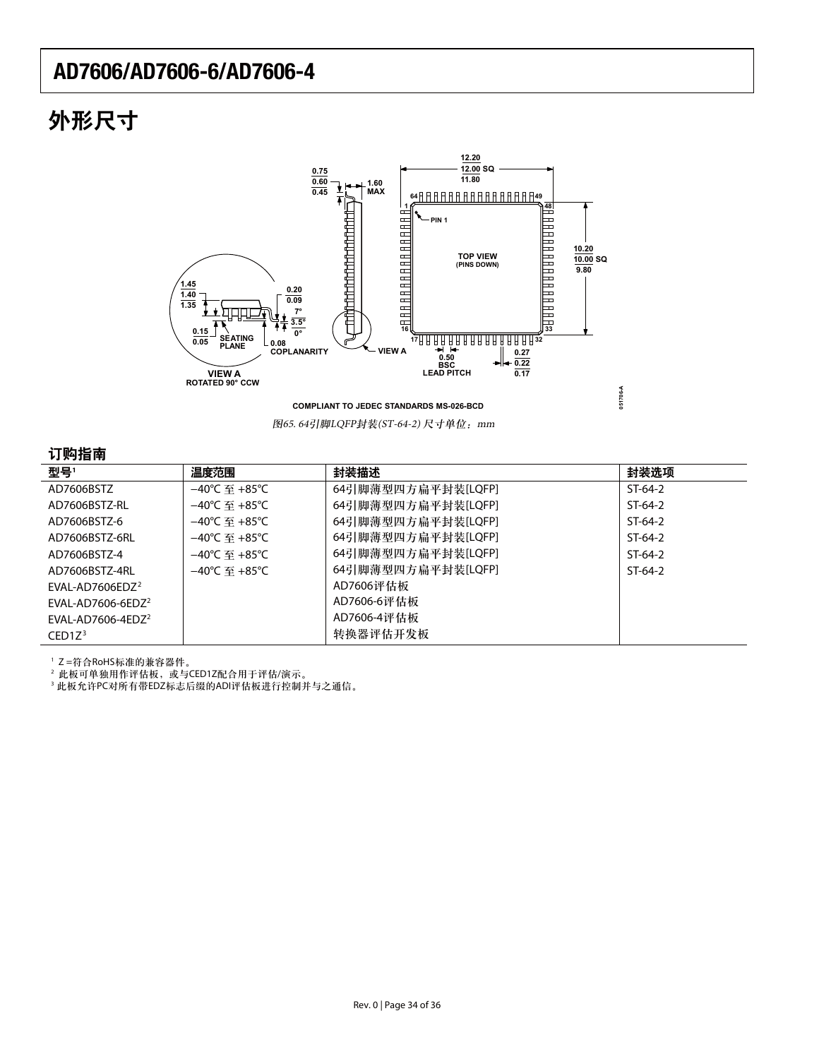## 外形尺寸

COMPLIANT TO JEDEC STANDARDS MS-026-BCD

*图65. 64引脚LQFP封装(ST-64-2) 尺寸单位：mm*

### 订购指南

| 型号[1] | 温度范围 | 封装描述 | 封装选项 |
|---|---|---|---|
| AD7606BSTZ | −40°C 至 +85°C | 64引脚薄型四方扁平封装[LQFP] | ST-64-2 |
| AD7606BSTZ-RL | −40°C 至 +85°C | 64引脚薄型四方扁平封装[LQFP] | ST-64-2 |
| AD7606BSTZ-6 | −40°C 至 +85°C | 64引脚薄型四方扁平封装[LQFP] | ST-64-2 |
| AD7606BSTZ-6RL | −40°C 至 +85°C | 64引脚薄型四方扁平封装[LQFP] | ST-64-2 |
| AD7606BSTZ-4 | −40°C 至 +85°C | 64引脚薄型四方扁平封装[LQFP] | ST-64-2 |
| AD7606BSTZ-4RL | −40°C 至 +85°C | 64引脚薄型四方扁平封装[LQFP] | ST-64-2 |
| EVAL-AD7606EDZ[2] | | AD7606评估板 | |
| EVAL-AD7606-6EDZ[2] | | AD7606-6评估板 | |
| EVAL-AD7606-4EDZ[2] | | AD7606-4评估板 | |
| CED1Z[3] | | 转换器评估开发板 | |

[1] Z =符合RoHS标准的兼容器件。
[2] 此板可单独用作评估板，或与CED1Z配合用于评估/演示。
[3] 此板允许PC对所有带EDZ标志后缀的ADI评估板进行控制并与之通信。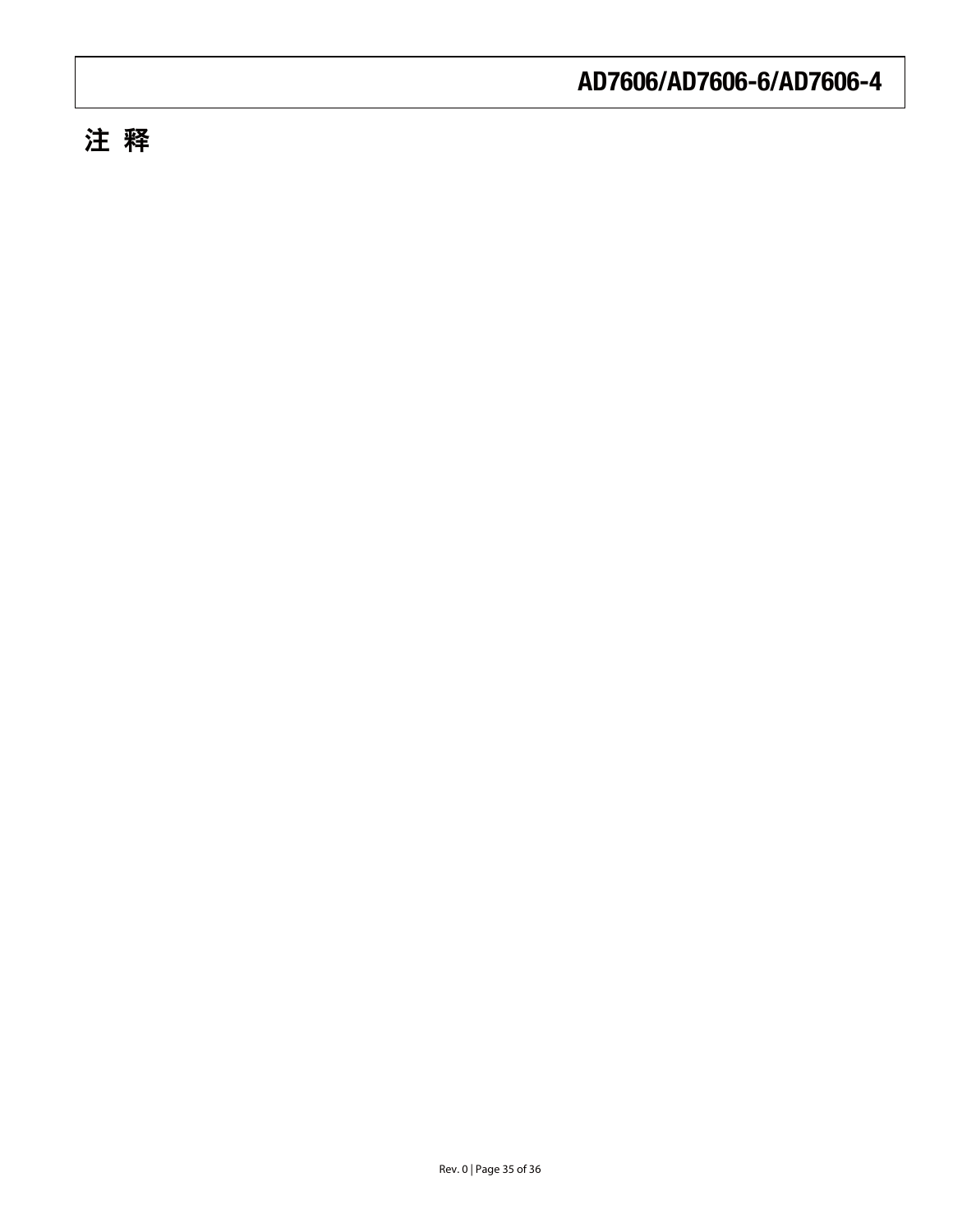# 注 释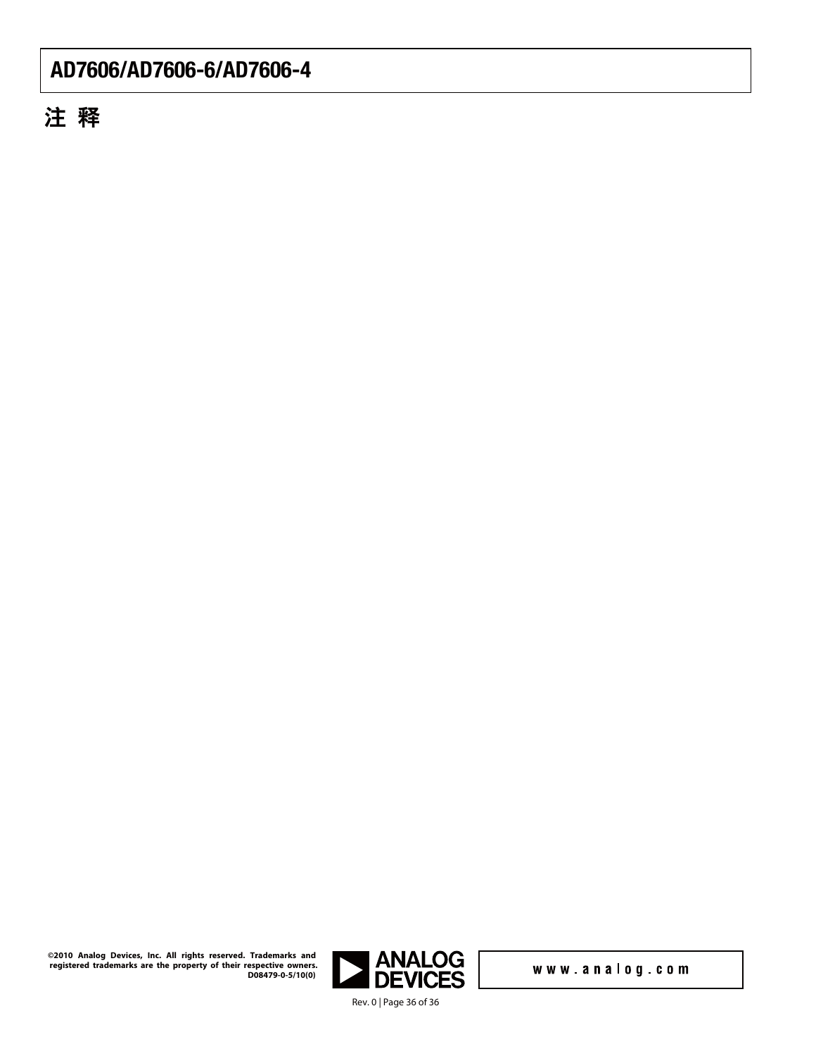# 注 释

©2010 Analog Devices, Inc. All rights reserved. Trademarks and registered trademarks are the property of their respective owners.
D08479-0-5/10(0)

www.analog.com